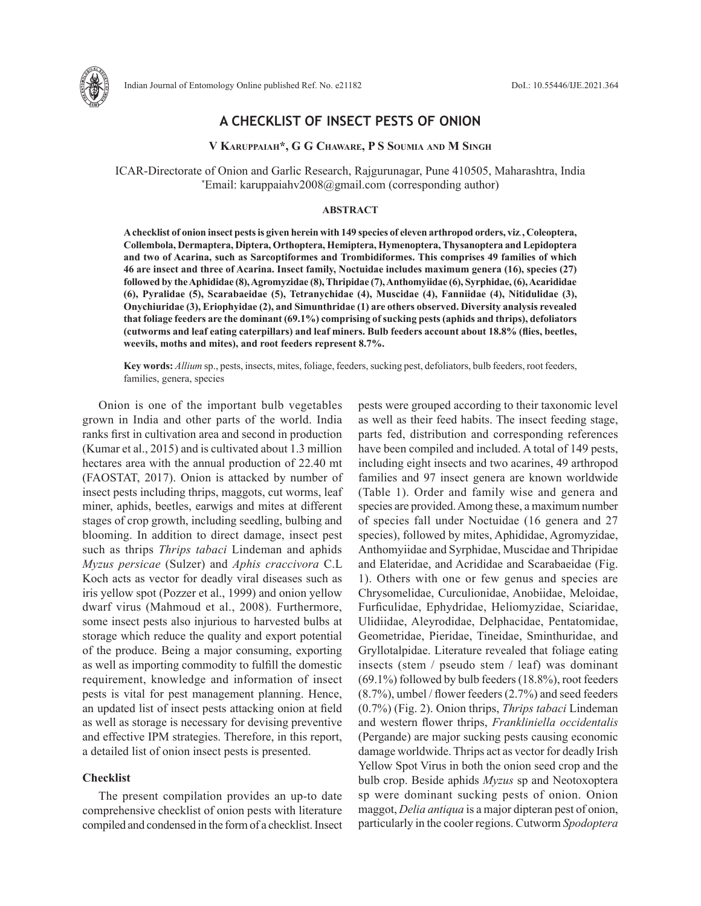# A CHECKLIST OF INSECT PESTS OF ONION

**V Karuppaiah*, G G Chaware, P S Soumia and M Singh**

ICAR-Directorate of Onion and Garlic Research, Rajgurunagar, Pune 410505, Maharashtra, India
*Email: karuppaiahv2008@gmail.com (corresponding author)

## ABSTRACT

**A checklist of onion insect pests is given herein with 149 species of eleven arthropod orders, viz., Coleoptera, Collembola, Dermaptera, Diptera, Orthoptera, Hemiptera, Hymenoptera, Thysanoptera and Lepidoptera and two of Acarina, such as Sarcoptiformes and Trombidiformes. This comprises 49 families of which 46 are insect and three of Acarina. Insect family, Noctuidae includes maximum genera (16), species (27) followed by the Aphididae (8), Agromyzidae (8), Thripidae (7), Anthomyiidae (6), Syrphidae, (6), Acarididae (6), Pyralidae (5), Scarabaeidae (5), Tetranychidae (4), Muscidae (4), Fanniidae (4), Nitidulidae (3), Onychiuridae (3), Eriophyidae (2), and Simunthridae (1) are others observed. Diversity analysis revealed that foliage feeders are the dominant (69.1%) comprising of sucking pests (aphids and thrips), defoliators (cutworms and leaf eating caterpillars) and leaf miners. Bulb feeders account about 18.8% (flies, beetles, weevils, moths and mites), and root feeders represent 8.7%.**

**Key words:** *Allium* sp., pests, insects, mites, foliage, feeders, sucking pest, defoliators, bulb feeders, root feeders, families, genera, species

Onion is one of the important bulb vegetables grown in India and other parts of the world. India ranks first in cultivation area and second in production (Kumar et al., 2015) and is cultivated about 1.3 million hectares area with the annual production of 22.40 mt (FAOSTAT, 2017). Onion is attacked by number of insect pests including thrips, maggots, cut worms, leaf miner, aphids, beetles, earwigs and mites at different stages of crop growth, including seedling, bulbing and blooming. In addition to direct damage, insect pest such as thrips *Thrips tabaci* Lindeman and aphids *Myzus persicae* (Sulzer) and *Aphis craccivora* C.L Koch acts as vector for deadly viral diseases such as iris yellow spot (Pozzer et al., 1999) and onion yellow dwarf virus (Mahmoud et al., 2008). Furthermore, some insect pests also injurious to harvested bulbs at storage which reduce the quality and export potential of the produce. Being a major consuming, exporting as well as importing commodity to fulfill the domestic requirement, knowledge and information of insect pests is vital for pest management planning. Hence, an updated list of insect pests attacking onion at field as well as storage is necessary for devising preventive and effective IPM strategies. Therefore, in this report, a detailed list of onion insect pests is presented.

## Checklist

The present compilation provides an up-to date comprehensive checklist of onion pests with literature compiled and condensed in the form of a checklist. Insect pests were grouped according to their taxonomic level as well as their feed habits. The insect feeding stage, parts fed, distribution and corresponding references have been compiled and included. A total of 149 pests, including eight insects and two acarines, 49 arthropod families and 97 insect genera are known worldwide (Table 1). Order and family wise and genera and species are provided. Among these, a maximum number of species fall under Noctuidae (16 genera and 27 species), followed by mites, Aphididae, Agromyzidae, Anthomyiidae and Syrphidae, Muscidae and Thripidae and Elateridae, and Acrididae and Scarabaeidae (Fig. 1). Others with one or few genus and species are Chrysomelidae, Curculionidae, Anobiidae, Meloidae, Furficulidae, Ephydridae, Heliomyzidae, Sciaridae, Ulidiidae, Aleyrodidae, Delphacidae, Pentatomidae, Geometridae, Pieridae, Tineidae, Sminthuridae, and Gryllotalpidae. Literature revealed that foliage eating insects (stem / pseudo stem / leaf) was dominant (69.1%) followed by bulb feeders (18.8%), root feeders (8.7%), umbel / flower feeders (2.7%) and seed feeders (0.7%) (Fig. 2). Onion thrips, *Thrips tabaci* Lindeman and western flower thrips, *Frankliniella occidentalis* (Pergande) are major sucking pests causing economic damage worldwide. Thrips act as vector for deadly Irish Yellow Spot Virus in both the onion seed crop and the bulb crop. Beside aphids *Myzus* sp and Neotoxoptera sp were dominant sucking pests of onion. Onion maggot, *Delia antiqua* is a major dipteran pest of onion, particularly in the cooler regions. Cutworm *Spodoptera*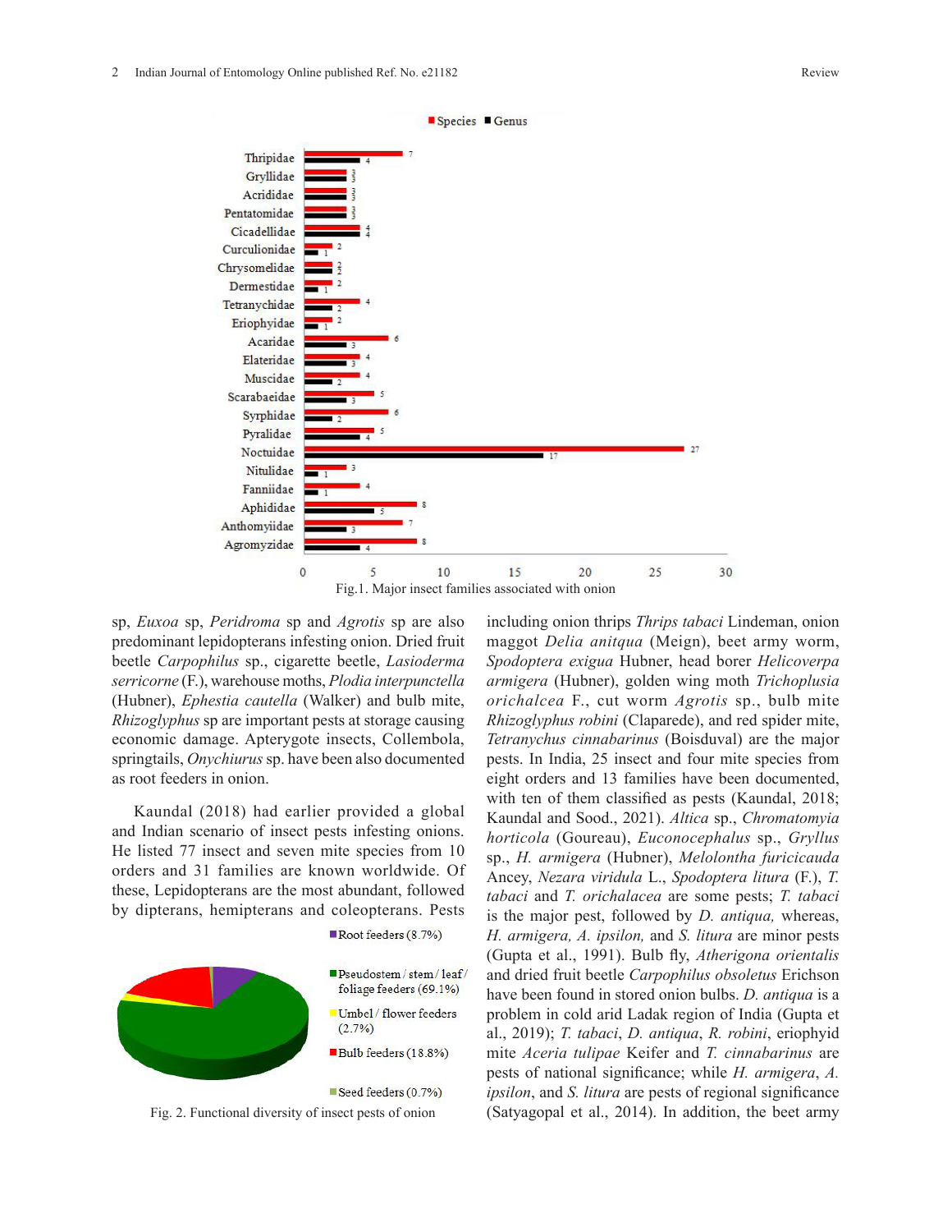Fig.1. Major insect families associated with onion

sp, *Euxoa* sp, *Peridroma* sp and *Agrotis* sp are also predominant lepidopterans infesting onion. Dried fruit beetle *Carpophilus* sp., cigarette beetle, *Lasioderma serricorne* (F.), warehouse moths, *Plodia interpunctella* (Hubner), *Ephestia cautella* (Walker) and bulb mite, *Rhizoglyphus* sp are important pests at storage causing economic damage. Apterygote insects, Collembola, springtails, *Onychiurus* sp. have also documented as root feeders in onion.

Kaundal (2018) had earlier provided a global and Indian scenario of insect pests infesting onions. He listed 77 insect and seven mite species from 10 orders and 31 families are known worldwide. Of these, Lepidopterans are the most abundant, followed by dipterans, hemipterans and coleopterans. Pests including onion thrips *Thrips tabaci* Lindeman, onion maggot *Delia anitqua* (Meign), beet army worm, *Spodoptera exigua* Hubner, head borer *Helicoverpa armigera* (Hubner), golden wing moth *Trichoplusia orichalcea* F., cut worm *Agrotis* sp., bulb mite *Rhizoglyphus robini* (Claparede), and red spider mite, *Tetranychus cinnabarinus* (Boisduval) are the major pests. In India, 25 insect and four mite species from eight orders and 13 families have been documented, with ten of them classified as pests (Kaundal, 2018; Kaundal and Sood., 2021). *Altica* sp., *Chromatomyia horticola* (Goureau), *Euconocephalus* sp., *Gryllus* sp., *H. armigera* (Hubner), *Melolontha furicicauda* Ancey, *Nezara viridula* L., *Spodoptera litura* (F.), *T. tabaci* and *T. orichalacea* are some pests; *T. tabaci* is the major pest, followed by *D. antiqua,* whereas, *H. armigera, A. ipsilon,* and *S. litura* are minor pests (Gupta et al., 1991). Bulb fly, *Atherigona orientalis* and dried fruit beetle *Carpophilus obsoletus* Erichson have been found in stored onion bulbs. *D. antiqua* is a problem in cold arid Ladak region of India (Gupta et al., 2019); *T. tabaci*, *D. antiqua*, *R. robini*, eriophyid mite *Aceria tulipae* Keifer and *T. cinnabarinus* are pests of national significance; while *H. armigera*, *A. ipsilon*, and *S. litura* are pests of regional significance (Satyagopal et al., 2014). In addition, the beet army

Fig. 2. Functional diversity of insect pests of onion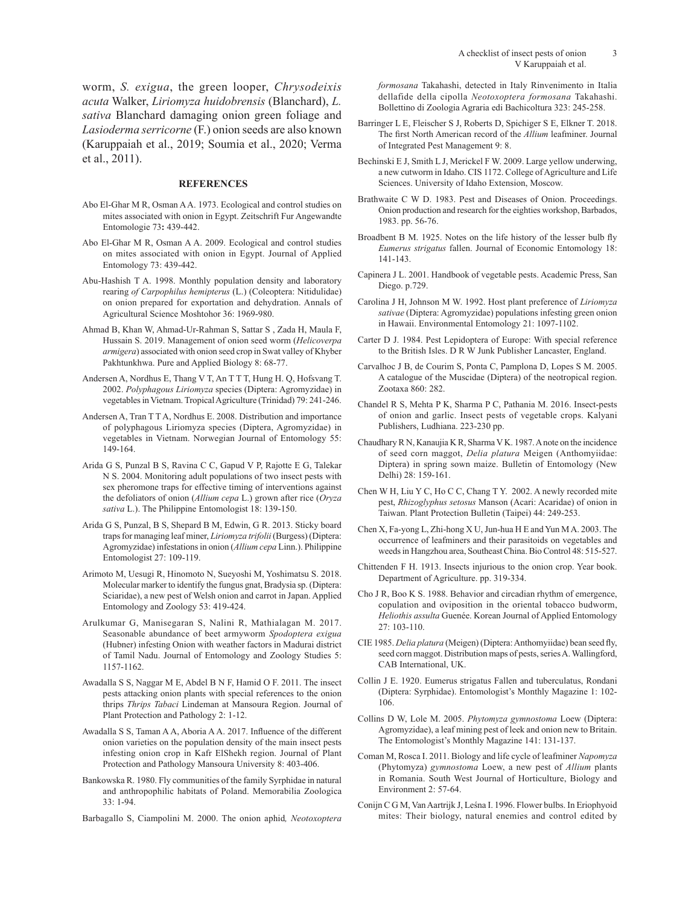worm, *S. exigua*, the green looper, *Chrysodeixis acuta* Walker, *Liriomyza huidobrensis* (Blanchard), *L. sativa* Blanchard damaging onion green foliage and *Lasioderma serricorne* (F.) onion seeds are also known (Karuppaiah et al., 2019; Soumia et al., 2020; Verma et al., 2011).

## REFERENCES

Abo El-Ghar M R, Osman A A. 1973. Ecological and control studies on mites associated with onion in Egypt. Zeitschrift Fur Angewandte Entomologie 73**:** 439-442.

Abo El-Ghar M R, Osman A A. 2009. Ecological and control studies on mites associated with onion in Egypt. Journal of Applied Entomology 73: 439-442.

Abu-Hashish T A. 1998. Monthly population density and laboratory rearing *of Carpophilus hemipterus* (L.) (Coleoptera: Nitidulidae) on onion prepared for exportation and dehydration. Annals of Agricultural Science Moshtohor 36: 1969-980.

Ahmad B, Khan W, Ahmad-Ur-Rahman S, Sattar S , Zada H, Maula F, Hussain S. 2019. Management of onion seed worm (*Helicoverpa armigera*) associated with onion seed crop in Swat valley of Khyber Pakhtunkhwa. Pure and Applied Biology 8: 68-77.

Andersen A, Nordhus E, Thang V T, An T T T, Hung H. Q, Hofsvang T. 2002. *Polyphagous Liriomyza* species (Diptera: Agromyzidae) in vegetables in Vietnam. Tropical Agriculture (Trinidad) 79: 241-246.

Andersen A, Tran T T A, Nordhus E. 2008. Distribution and importance of polyphagous Liriomyza species (Diptera, Agromyzidae) in vegetables in Vietnam. Norwegian Journal of Entomology 55: 149-164.

Arida G S, Punzal B S, Ravina C C, Gapud V P, Rajotte E G, Talekar N S. 2004. Monitoring adult populations of two insect pests with sex pheromone traps for effective timing of interventions against the defoliators of onion (*Allium cepa* L.) grown after rice (*Oryza sativa* L.). The Philippine Entomologist 18: 139-150.

Arida G S, Punzal, B S, Shepard B M, Edwin, G R. 2013. Sticky board traps for managing leaf miner, *Liriomyza trifolii* (Burgess) (Diptera: Agromyzidae) infestations in onion (*Allium cepa* Linn.). Philippine Entomologist 27: 109-119.

Arimoto M, Uesugi R, Hinomoto N, Sueyoshi M, Yoshimatsu S. 2018. Molecular marker to identify the fungus gnat, Bradysia sp. (Diptera: Sciaridae), a new pest of Welsh onion and carrot in Japan. Applied Entomology and Zoology 53: 419-424.

Arulkumar G, Manisegaran S, Nalini R, Mathialagan M. 2017. Seasonable abundance of beet armyworm *Spodoptera exigua* (Hubner) infesting Onion with weather factors in Madurai district of Tamil Nadu. Journal of Entomology and Zoology Studies 5: 1157-1162.

Awadalla S S, Naggar M E, Abdel B N F, Hamid O F. 2011. The insect pests attacking onion plants with special references to the onion thrips *Thrips Tabaci* Lindeman at Mansoura Region. Journal of Plant Protection and Pathology 2: 1-12.

Awadalla S S, Taman A A, Aboria A A. 2017. Influence of the different onion varieties on the population density of the main insect pests infesting onion crop in Kafr ElShekh region. Journal of Plant Protection and Pathology Mansoura University 8: 403-406.

Bankowska R. 1980. Fly communities of the family Syrphidae in natural and anthropophilic habitats of Poland. Memorabilia Zoologica 33: 1-94.

Barbagallo S, Ciampolini M. 2000. The onion aphid*, Neotoxoptera formosana* Takahashi, detected in Italy Rinvenimento in Italia dellafide della cipolla *Neotoxoptera formosana* Takahashi. Bollettino di Zoologia Agraria edi Bachicoltura 323: 245-258.

Barringer L E, Fleischer S J, Roberts D, Spichiger S E, Elkner T. 2018. The first North American record of the *Allium* leafminer. Journal of Integrated Pest Management 9: 8.

Bechinski E J, Smith L J, Merickel F W. 2009. Large yellow underwing, a new cutworm in Idaho. CIS 1172. College of Agriculture and Life Sciences. University of Idaho Extension, Moscow.

Brathwaite C W D. 1983. Pest and Diseases of Onion. Proceedings. Onion production and research for the eighties workshop, Barbados, 1983. pp. 56-76.

Broadbent B M. 1925. Notes on the life history of the lesser bulb fly *Eumerus strigatus* fallen. Journal of Economic Entomology 18: 141-143.

Capinera J L. 2001. Handbook of vegetable pests. Academic Press, San Diego. p.729.

Carolina J H, Johnson M W. 1992. Host plant preference of *Liriomyza sativae* (Diptera: Agromyzidae) populations infesting green onion in Hawaii. Environmental Entomology 21: 1097-1102.

Carter D J. 1984. Pest Lepidoptera of Europe: With special reference to the British Isles. D R W Junk Publisher Lancaster, England.

Carvalhoc J B, de Courim S, Ponta C, Pamplona D, Lopes S M. 2005. A catalogue of the Muscidae (Diptera) of the neotropical region. Zootaxa 860: 282.

Chandel R S, Mehta P K, Sharma P C, Pathania M. 2016. Insect-pests of onion and garlic. Insect pests of vegetable crops. Kalyani Publishers, Ludhiana. 223-230 pp.

Chaudhary R N, Kanaujia K R, Sharma V K. 1987. A note on the incidence of seed corn maggot, *Delia platura* Meigen (Anthomyiidae: Diptera) in spring sown maize. Bulletin of Entomology (New Delhi) 28: 159-161.

Chen W H, Liu Y C, Ho C C, Chang T Y. 2002. A newly recorded mite pest, *Rhizoglyphus setosus* Manson (Acari: Acaridae) of onion in Taiwan. Plant Protection Bulletin (Taipei) 44: 249-253.

Chen X, Fa-yong L, Zhi-hong X U, Jun-hua H E and Yun M A. 2003. The occurrence of leafminers and their parasitoids on vegetables and weeds in Hangzhou area, Southeast China. Bio Control 48: 515-527.

Chittenden F H. 1913. Insects injurious to the onion crop. Year book. Department of Agriculture. pp. 319-334.

Cho J R, Boo K S. 1988. Behavior and circadian rhythm of emergence, copulation and oviposition in the oriental tobacco budworm, *Heliothis assulta* Guenée. Korean Journal of Applied Entomology 27: 103-110.

CIE 1985. *Delia platura* (Meigen) (Diptera: Anthomyiidae) bean seed fly, seed corn maggot. Distribution maps of pests, series A. Wallingford, CAB International, UK.

Collin J E. 1920. Eumerus strigatus Fallen and tuberculatus, Rondani (Diptera: Syrphidae). Entomologist's Monthly Magazine 1: 102-106.

Collins D W, Lole M. 2005. *Phytomyza gymnostoma* Loew (Diptera: Agromyzidae), a leaf mining pest of leek and onion new to Britain. The Entomologist's Monthly Magazine 141: 131-137.

Coman M, Rosca I. 2011. Biology and life cycle of leafminer *Napomyza* (Phytomyza) *gymnostoma* Loew, a new pest of *Allium* plants in Romania. South West Journal of Horticulture, Biology and Environment 2: 57-64.

Conijn C G M, Van Aartrijk J, Leśna I. 1996. Flower bulbs. In Eriophyoid mites: Their biology, natural enemies and control edited by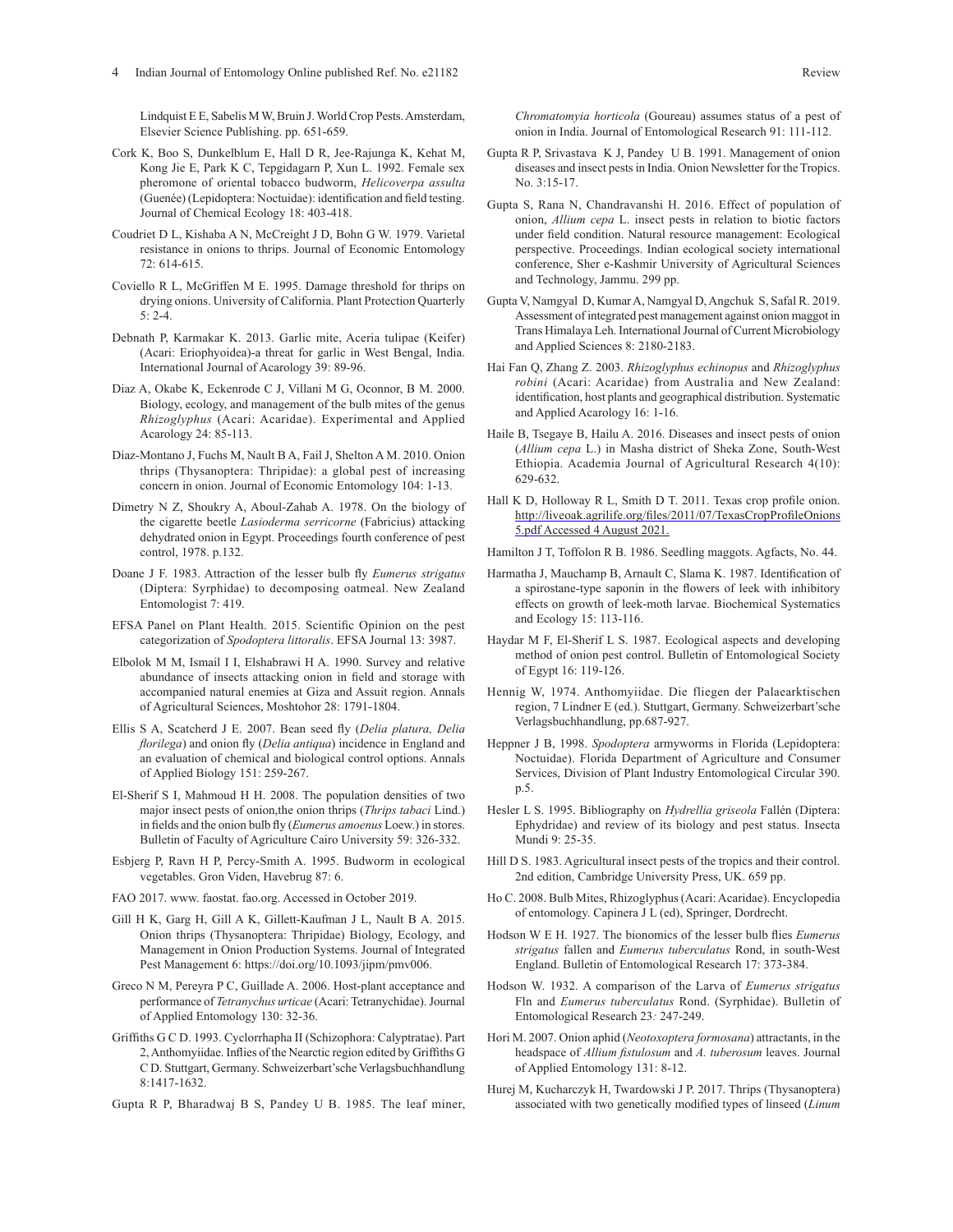Lindquist E E, Sabelis M W, Bruin J. World Crop Pests. Amsterdam, Elsevier Science Publishing. pp. 651-659.

Cork K, Boo S, Dunkelblum E, Hall D R, Jee-Rajunga K, Kehat M, Kong Jie E, Park K C, Tepgidagarn P, Xun L. 1992. Female sex pheromone of oriental tobacco budworm, *Helicoverpa assulta* (Guenée) (Lepidoptera: Noctuidae): identification and field testing. Journal of Chemical Ecology 18: 403-418.

Coudriet D L, Kishaba A N, McCreight J D, Bohn G W. 1979. Varietal resistance in onions to thrips. Journal of Economic Entomology 72: 614-615.

Coviello R L, McGriffen M E. 1995. Damage threshold for thrips on drying onions. University of California. Plant Protection Quarterly 5: 2-4.

Debnath P, Karmakar K. 2013. Garlic mite, Aceria tulipae (Keifer) (Acari: Eriophyoidea)-a threat for garlic in West Bengal, India. International Journal of Acarology 39: 89-96.

Diaz A, Okabe K, Eckenrode C J, Villani M G, Oconnor, B M. 2000. Biology, ecology, and management of the bulb mites of the genus *Rhizoglyphus* (Acari: Acaridae). Experimental and Applied Acarology 24: 85-113.

Diaz-Montano J, Fuchs M, Nault B A, Fail J, Shelton A M. 2010. Onion thrips (Thysanoptera: Thripidae): a global pest of increasing concern in onion. Journal of Economic Entomology 104: 1-13.

Dimetry N Z, Shoukry A, Aboul-Zahab A. 1978. On the biology of the cigarette beetle *Lasioderma serricorne* (Fabricius) attacking dehydrated onion in Egypt. Proceedings fourth conference of pest control, 1978. p.132.

Doane J F. 1983. Attraction of the lesser bulb fly *Eumerus strigatus* (Diptera: Syrphidae) to decomposing oatmeal. New Zealand Entomologist 7: 419.

EFSA Panel on Plant Health. 2015. Scientific Opinion on the pest categorization of *Spodoptera littoralis*. EFSA Journal 13: 3987.

Elbolok M M, Ismail I I, Elshabrawi H A. 1990. Survey and relative abundance of insects attacking onion in field and storage with accompanied natural enemies at Giza and Assuit region. Annals of Agricultural Sciences, Moshtohor 28: 1791-1804.

Ellis S A, Scatcherd J E. 2007. Bean seed fly (*Delia platura, Delia florilega*) and onion fly (*Delia antiqua*) incidence in England and an evaluation of chemical and biological control options. Annals of Applied Biology 151: 259-267.

El-Sherif S I, Mahmoud H H. 2008. The population densities of two major insect pests of onion,the onion thrips (*Thrips tabaci* Lind.) in fields and the onion bulb fly (*Eumerus amoenus* Loew.) in stores. Bulletin of Faculty of Agriculture Cairo University 59: 326-332.

Esbjerg P, Ravn H P, Percy-Smith A. 1995. Budworm in ecological vegetables. Gron Viden, Havebrug 87: 6.

FAO 2017. www. faostat. fao.org. Accessed in October 2019.

Gill H K, Garg H, Gill A K, Gillett-Kaufman J L, Nault B A. 2015. Onion thrips (Thysanoptera: Thripidae) Biology, Ecology, and Management in Onion Production Systems. Journal of Integrated Pest Management 6: https://doi.org/10.1093/jipm/pmv006.

Greco N M, Pereyra P C, Guillade A. 2006. Host-plant acceptance and performance of *Tetranychus urticae* (Acari: Tetranychidae). Journal of Applied Entomology 130: 32-36.

Griffiths G C D. 1993. Cyclorrhapha II (Schizophora: Calyptratae). Part 2, Anthomyiidae. Inflies of the Nearctic region edited by Griffiths G C D. Stuttgart, Germany. Schweizerbart'sche Verlagsbuchhandlung 8:1417-1632.

Gupta R P, Bharadwaj B S, Pandey U B. 1985. The leaf miner, *Chromatomyia horticola* (Goureau) assumes status of a pest of onion in India. Journal of Entomological Research 91: 111-112.

Gupta R P, Srivastava K J, Pandey U B. 1991. Management of onion diseases and insect pests in India. Onion Newsletter for the Tropics. No. 3:15-17.

Gupta S, Rana N, Chandravanshi H. 2016. Effect of population of onion, *Allium cepa* L. insect pests in relation to biotic factors under field condition. Natural resource management: Ecological perspective. Proceedings. Indian ecological society international conference, Sher e-Kashmir University of Agricultural Sciences and Technology, Jammu. 299 pp.

Gupta V, Namgyal D, Kumar A, Namgyal D, Angchuk S, Safal R. 2019. Assessment of integrated pest management against onion maggot in Trans Himalaya Leh. International Journal of Current Microbiology and Applied Sciences 8: 2180-2183.

Hai Fan Q, Zhang Z. 2003. *Rhizoglyphus echinopus* and *Rhizoglyphus robini* (Acari: Acaridae) from Australia and New Zealand: identification, host plants and geographical distribution. Systematic and Applied Acarology 16: 1-16.

Haile B, Tsegaye B, Hailu A. 2016. Diseases and insect pests of onion (*Allium cepa* L.) in Masha district of Sheka Zone, South-West Ethiopia. Academia Journal of Agricultural Research 4(10): 629-632.

Hall K D, Holloway R L, Smith D T. 2011. Texas crop profile onion. http://liveoak.agrilife.org/files/2011/07/TexasCropProfileOnions5.pdf Accessed 4 August 2021.

Hamilton J T, Toffolon R B. 1986. Seedling maggots. Agfacts, No. 44.

Harmatha J, Mauchamp B, Arnault C, Slama K. 1987. Identification of a spirostane-type saponin in the flowers of leek with inhibitory effects on growth of leek-moth larvae. Biochemical Systematics and Ecology 15: 113-116.

Haydar M F, El-Sherif L S. 1987. Ecological aspects and developing method of onion pest control. Bulletin of Entomological Society of Egypt 16: 119-126.

Hennig W, 1974. Anthomyiidae. Die fliegen der Palaearktischen region, 7 Lindner E (ed.). Stuttgart, Germany. Schweizerbart'sche Verlagsbuchhandlung, pp.687-927.

Heppner J B, 1998. *Spodoptera* armyworms in Florida (Lepidoptera: Noctuidae). Florida Department of Agriculture and Consumer Services, Division of Plant Industry Entomological Circular 390. p.5.

Hesler L S. 1995. Bibliography on *Hydrellia griseola* Fallén (Diptera: Ephydridae) and review of its biology and pest status. Insecta Mundi 9: 25-35.

Hill D S. 1983. Agricultural insect pests of the tropics and their control. 2nd edition, Cambridge University Press, UK. 659 pp.

Ho C. 2008. Bulb Mites, Rhizoglyphus (Acari: Acaridae). Encyclopedia of entomology. Capinera J L (ed), Springer, Dordrecht.

Hodson W E H. 1927. The bionomics of the lesser bulb flies *Eumerus strigatus* fallen and *Eumerus tuberculatus* Rond, in south-West England. Bulletin of Entomological Research 17: 373-384.

Hodson W. 1932. A comparison of the Larva of *Eumerus strigatus* Fln and *Eumerus tuberculatus* Rond. (Syrphidae). Bulletin of Entomological Research 23: 247-249.

Hori M. 2007. Onion aphid (*Neotoxoptera formosana*) attractants, in the headspace of *Allium fistulosum* and *A. tuberosum* leaves. Journal of Applied Entomology 131: 8-12.

Hurej M, Kucharczyk H, Twardowski J P. 2017. Thrips (Thysanoptera) associated with two genetically modified types of linseed (*Linum*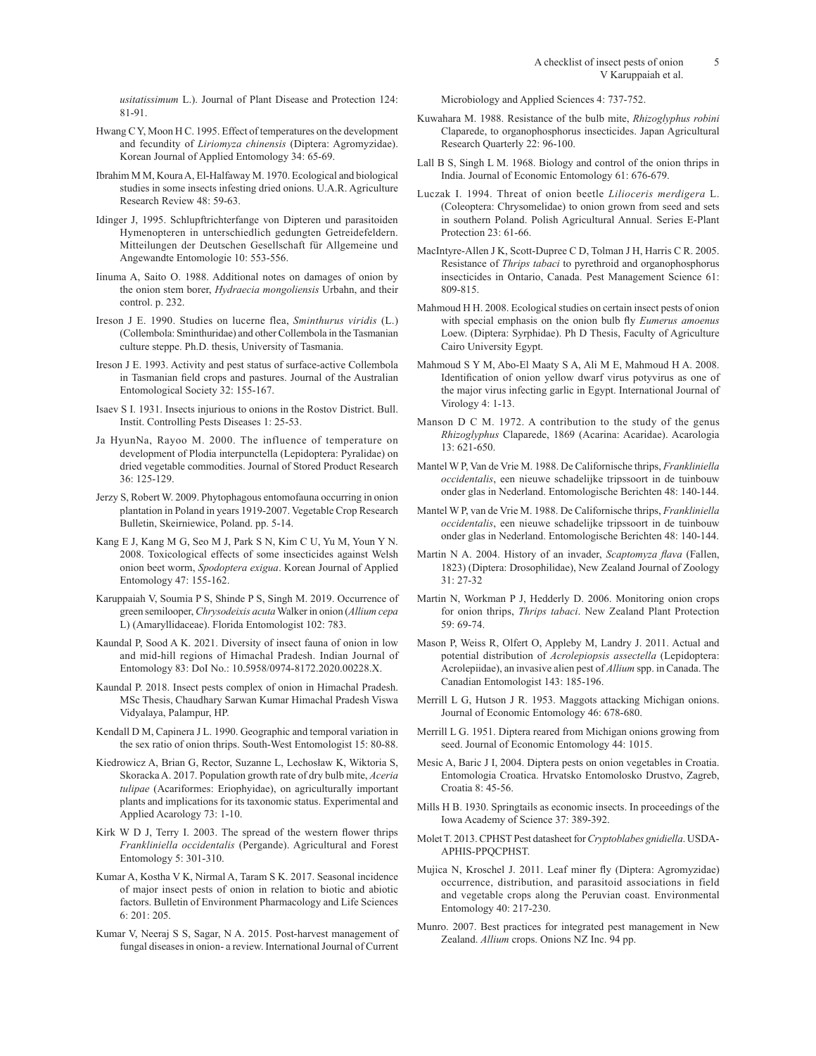*usitatissimum* L.). Journal of Plant Disease and Protection 124: 81-91.

Hwang C Y, Moon H C. 1995. Effect of temperatures on the development and fecundity of *Liriomyza chinensis* (Diptera: Agromyzidae). Korean Journal of Applied Entomology 34: 65-69.

Ibrahim M M, Koura A, El-Halfaway M. 1970. Ecological and biological studies in some insects infesting dried onions. U.A.R. Agriculture Research Review 48: 59-63.

Idinger J, 1995. Schlupftrichterfange von Dipteren und parasitoiden Hymenopteren in unterschiedlich gedungten Getreidefeldern. Mitteilungen der Deutschen Gesellschaft für Allgemeine und Angewandte Entomologie 10: 553-556.

Iinuma A, Saito O. 1988. Additional notes on damages of onion by the onion stem borer, *Hydraecia mongoliensis* Urbahn, and their control. p. 232.

Ireson J E. 1990. Studies on lucerne flea, *Sminthurus viridis* (L.) (Collembola: Sminthuridae) and other Collembola in the Tasmanian culture steppe. Ph.D. thesis, University of Tasmania.

Ireson J E. 1993. Activity and pest status of surface-active Collembola in Tasmanian field crops and pastures. Journal of the Australian Entomological Society 32: 155-167.

Isaev S I. 1931. Insects injurious to onions in the Rostov District. Bull. Instit. Controlling Pests Diseases 1: 25-53.

Ja HyunNa, Rayoo M. 2000. The influence of temperature on development of Plodia interpunctella (Lepidoptera: Pyralidae) on dried vegetable commodities. Journal of Stored Product Research 36: 125-129.

Jerzy S, Robert W. 2009. Phytophagous entomofauna occurring in onion plantation in Poland in years 1919-2007. Vegetable Crop Research Bulletin, Skeirniewice, Poland. pp. 5-14.

Kang E J, Kang M G, Seo M J, Park S N, Kim C U, Yu M, Youn Y N. 2008. Toxicological effects of some insecticides against Welsh onion beet worm, *Spodoptera exigua*. Korean Journal of Applied Entomology 47: 155-162.

Karuppaiah V, Soumia P S, Shinde P S, Singh M. 2019. Occurrence of green semilooper, *Chrysodeixis acuta* Walker in onion (*Allium cepa* L) (Amaryllidaceae). Florida Entomologist 102: 783.

Kaundal P, Sood A K. 2021. Diversity of insect fauna of onion in low and mid-hill regions of Himachal Pradesh. Indian Journal of Entomology 83: DoI No.: 10.5958/0974-8172.2020.00228.X.

Kaundal P. 2018. Insect pests complex of onion in Himachal Pradesh. MSc Thesis, Chaudhary Sarwan Kumar Himachal Pradesh Viswa Vidyalaya, Palampur, HP.

Kendall D M, Capinera J L. 1990. Geographic and temporal variation in the sex ratio of onion thrips. South-West Entomologist 15: 80-88.

Kiedrowicz A, Brian G, Rector, Suzanne L, Lechosław K, Wiktoria S, Skoracka A. 2017. Population growth rate of dry bulb mite, *Aceria tulipae* (Acariformes: Eriophyidae), on agriculturally important plants and implications for its taxonomic status. Experimental and Applied Acarology 73: 1-10.

Kirk W D J, Terry I. 2003. The spread of the western flower thrips *Frankliniella occidentalis* (Pergande). Agricultural and Forest Entomology 5: 301-310.

Kumar A, Kostha V K, Nirmal A, Taram S K. 2017. Seasonal incidence of major insect pests of onion in relation to biotic and abiotic factors. Bulletin of Environment Pharmacology and Life Sciences 6: 201: 205.

Kumar V, Neeraj S S, Sagar, N A. 2015. Post-harvest management of fungal diseases in onion- a review. International Journal of Current Microbiology and Applied Sciences 4: 737-752.

Kuwahara M. 1988. Resistance of the bulb mite, *Rhizoglyphus robini* Claparede, to organophosphorus insecticides. Japan Agricultural Research Quarterly 22: 96-100.

Lall B S, Singh L M. 1968. Biology and control of the onion thrips in India. Journal of Economic Entomology 61: 676-679.

Luczak I. 1994. Threat of onion beetle *Lilioceris merdigera* L. (Coleoptera: Chrysomelidae) to onion grown from seed and sets in southern Poland. Polish Agricultural Annual. Series E-Plant Protection 23: 61-66.

MacIntyre-Allen J K, Scott-Dupree C D, Tolman J H, Harris C R. 2005. Resistance of *Thrips tabaci* to pyrethroid and organophosphorus insecticides in Ontario, Canada. Pest Management Science 61: 809-815.

Mahmoud H H. 2008. Ecological studies on certain insect pests of onion with special emphasis on the onion bulb fly *Eumerus amoenus* Loew. (Diptera: Syrphidae). Ph D Thesis, Faculty of Agriculture Cairo University Egypt.

Mahmoud S Y M, Abo-El Maaty S A, Ali M E, Mahmoud H A. 2008. Identification of onion yellow dwarf virus potyvirus as one of the major virus infecting garlic in Egypt. International Journal of Virology 4: 1-13.

Manson D C M. 1972. A contribution to the study of the genus *Rhizoglyphus* Claparede, 1869 (Acarina: Acaridae). Acarologia 13: 621-650.

Mantel W P, Van de Vrie M. 1988. De Californische thrips, *Frankliniella occidentalis*, een nieuwe schadelijke tripssoort in de tuinbouw onder glas in Nederland. Entomologische Berichten 48: 140-144.

Mantel W P, van de Vrie M. 1988. De Californische thrips, *Frankliniella occidentalis*, een nieuwe schadelijke tripssoort in de tuinbouw onder glas in Nederland. Entomologische Berichten 48: 140-144.

Martin N A. 2004. History of an invader, *Scaptomyza flava* (Fallen, 1823) (Diptera: Drosophilidae), New Zealand Journal of Zoology 31: 27-32

Martin N, Workman P J, Hedderly D. 2006. Monitoring onion crops for onion thrips, *Thrips tabaci*. New Zealand Plant Protection 59: 69-74.

Mason P, Weiss R, Olfert O, Appleby M, Landry J. 2011. Actual and potential distribution of *Acrolepiopsis assectella* (Lepidoptera: Acrolepiidae), an invasive alien pest of *Allium* spp. in Canada. The Canadian Entomologist 143: 185-196.

Merrill L G, Hutson J R. 1953. Maggots attacking Michigan onions. Journal of Economic Entomology 46: 678-680.

Merrill L G. 1951. Diptera reared from Michigan onions growing from seed. Journal of Economic Entomology 44: 1015.

Mesic A, Baric J I, 2004. Diptera pests on onion vegetables in Croatia. Entomologia Croatica. Hrvatsko Entomolosko Drustvo, Zagreb, Croatia 8: 45-56.

Mills H B. 1930. Springtails as economic insects. In proceedings of the Iowa Academy of Science 37: 389-392.

Molet T. 2013. CPHST Pest datasheet for *Cryptoblabes gnidiella*. USDA-APHIS-PPQCPHST.

Mujica N, Kroschel J. 2011. Leaf miner fly (Diptera: Agromyzidae) occurrence, distribution, and parasitoid associations in field and vegetable crops along the Peruvian coast. Environmental Entomology 40: 217-230.

Munro. 2007. Best practices for integrated pest management in New Zealand. *Allium* crops. Onions NZ Inc. 94 pp.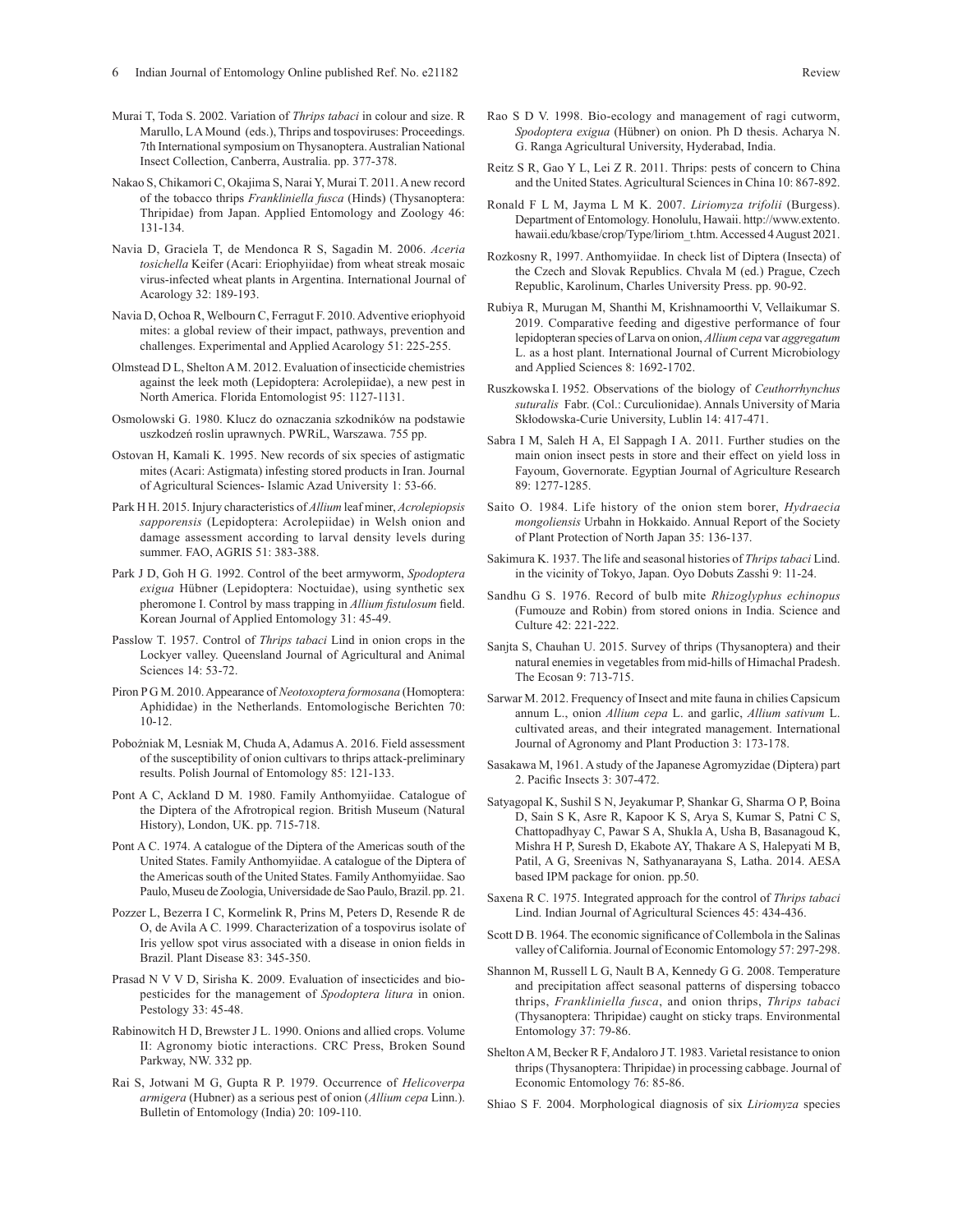Murai T, Toda S. 2002. Variation of *Thrips tabaci* in colour and size. R Marullo, L A Mound (eds.), Thrips and tospoviruses: Proceedings. 7th International symposium on Thysanoptera. Australian National Insect Collection, Canberra, Australia. pp. 377-378.

Nakao S, Chikamori C, Okajima S, Narai Y, Murai T. 2011. A new record of the tobacco thrips *Frankliniella fusca* (Hinds) (Thysanoptera: Thripidae) from Japan. Applied Entomology and Zoology 46: 131-134.

Navia D, Graciela T, de Mendonca R S, Sagadin M. 2006. *Aceria tosichella* Keifer (Acari: Eriophyiidae) from wheat streak mosaic virus-infected wheat plants in Argentina. International Journal of Acarology 32: 189-193.

Navia D, Ochoa R, Welbourn C, Ferragut F. 2010. Adventive eriophyoid mites: a global review of their impact, pathways, prevention and challenges. Experimental and Applied Acarology 51: 225-255.

Olmstead D L, Shelton A M. 2012. Evaluation of insecticide chemistries against the leek moth (Lepidoptera: Acrolepiidae), a new pest in North America. Florida Entomologist 95: 1127-1131.

Osmolowski G. 1980. Klucz do oznaczania szkodników na podstawie uszkodzeń roslin uprawnych. PWRiL, Warszawa. 755 pp.

Ostovan H, Kamali K. 1995. New records of six species of astigmatic mites (Acari: Astigmata) infesting stored products in Iran. Journal of Agricultural Sciences- Islamic Azad University 1: 53-66.

Park H H. 2015. Injury characteristics of *Allium* leaf miner, *Acrolepiopsis sapporensis* (Lepidoptera: Acrolepiidae) in Welsh onion and damage assessment according to larval density levels during summer. FAO, AGRIS 51: 383-388.

Park J D, Goh H G. 1992. Control of the beet armyworm, *Spodoptera exigua* Hübner (Lepidoptera: Noctuidae), using synthetic sex pheromone I. Control by mass trapping in *Allium fistulosum* field. Korean Journal of Applied Entomology 31: 45-49.

Passlow T. 1957. Control of *Thrips tabaci* Lind in onion crops in the Lockyer valley. Queensland Journal of Agricultural and Animal Sciences 14: 53-72.

Piron P G M. 2010. Appearance of *Neotoxoptera formosana* (Homoptera: Aphididae) in the Netherlands. Entomologische Berichten 70: 10-12.

Pobożniak M, Lesniak M, Chuda A, Adamus A. 2016. Field assessment of the susceptibility of onion cultivars to thrips attack-preliminary results. Polish Journal of Entomology 85: 121-133.

Pont A C, Ackland D M. 1980. Family Anthomyiidae. Catalogue of the Diptera of the Afrotropical region. British Museum (Natural History), London, UK. pp. 715-718.

Pont A C. 1974. A catalogue of the Diptera of the Americas south of the United States. Family Anthomyiidae. A catalogue of the Diptera of the Americas south of the United States. Family Anthomyiidae. Sao Paulo, Museu de Zoologia, Universidade de Sao Paulo, Brazil. pp. 21.

Pozzer L, Bezerra I C, Kormelink R, Prins M, Peters D, Resende R de O, de Avila A C. 1999. Characterization of a tospovirus isolate of Iris yellow spot virus associated with a disease in onion fields in Brazil. Plant Disease 83: 345-350.

Prasad N V V D, Sirisha K. 2009. Evaluation of insecticides and bio-pesticides for the management of *Spodoptera litura* in onion. Pestology 33: 45-48.

Rabinowitch H D, Brewster J L. 1990. Onions and allied crops. Volume II: Agronomy biotic interactions. CRC Press, Broken Sound Parkway, NW. 332 pp.

Rai S, Jotwani M G, Gupta R P. 1979. Occurrence of *Helicoverpa armigera* (Hubner) as a serious pest of onion (*Allium cepa* Linn.). Bulletin of Entomology (India) 20: 109-110.

Rao S D V. 1998. Bio-ecology and management of ragi cutworm, *Spodoptera exigua* (Hübner) on onion. Ph D thesis. Acharya N. G. Ranga Agricultural University, Hyderabad, India.

Reitz S R, Gao Y L, Lei Z R. 2011. Thrips: pests of concern to China and the United States. Agricultural Sciences in China 10: 867-892.

Ronald F L M, Jayma L M K. 2007. *Liriomyza trifolii* (Burgess). Department of Entomology. Honolulu, Hawaii. http://www.extento.hawaii.edu/kbase/crop/Type/liriom_t.htm. Accessed 4 August 2021.

Rozkosny R, 1997. Anthomyiidae. In check list of Diptera (Insecta) of the Czech and Slovak Republics. Chvala M (ed.) Prague, Czech Republic, Karolinum, Charles University Press. pp. 90-92.

Rubiya R, Murugan M, Shanthi M, Krishnamoorthi V, Vellaikumar S. 2019. Comparative feeding and digestive performance of four lepidopteran species of Larva on onion, *Allium cepa* var *aggregatum* L. as a host plant. International Journal of Current Microbiology and Applied Sciences 8: 1692-1702.

Ruszkowska I. 1952. Observations of the biology of *Ceuthorrhynchus suturalis* Fabr. (Col.: Curculionidae). Annals University of Maria Skłodowska-Curie University, Lublin 14: 417-471.

Sabra I M, Saleh H A, El Sappagh I A. 2011. Further studies on the main onion insect pests in store and their effect on yield loss in Fayoum, Governorate. Egyptian Journal of Agriculture Research 89: 1277-1285.

Saito O. 1984. Life history of the onion stem borer, *Hydraecia mongoliensis* Urbahn in Hokkaido. Annual Report of the Society of Plant Protection of North Japan 35: 136-137.

Sakimura K. 1937. The life and seasonal histories of *Thrips tabaci* Lind. in the vicinity of Tokyo, Japan. Oyo Dobuts Zasshi 9: 11-24.

Sandhu G S. 1976. Record of bulb mite *Rhizoglyphus echinopus* (Fumouze and Robin) from stored onions in India. Science and Culture 42: 221-222.

Sanjta S, Chauhan U. 2015. Survey of thrips (Thysanoptera) and their natural enemies in vegetables from mid-hills of Himachal Pradesh. The Ecosan 9: 713-715.

Sarwar M. 2012. Frequency of Insect and mite fauna in chilies Capsicum annum L., onion *Allium cepa* L. and garlic, *Allium sativum* L. cultivated areas, and their integrated management. International Journal of Agronomy and Plant Production 3: 173-178.

Sasakawa M, 1961. A study of the Japanese Agromyzidae (Diptera) part 2. Pacific Insects 3: 307-472.

Satyagopal K, Sushil S N, Jeyakumar P, Shankar G, Sharma O P, Boina D, Sain S K, Asre R, Kapoor K S, Arya S, Kumar S, Patni C S, Chattopadhyay C, Pawar S A, Shukla A, Usha B, Basanagoud K, Mishra H P, Suresh D, Ekabote AY, Thakare A S, Halepyati M B, Patil, A G, Sreenivas N, Sathyanarayana S, Latha. 2014. AESA based IPM package for onion. pp.50.

Saxena R C. 1975. Integrated approach for the control of *Thrips tabaci* Lind. Indian Journal of Agricultural Sciences 45: 434-436.

Scott D B. 1964. The economic significance of Collembola in the Salinas valley of California. Journal of Economic Entomology 57: 297-298.

Shannon M, Russell L G, Nault B A, Kennedy G G. 2008. Temperature and precipitation affect seasonal patterns of dispersing tobacco thrips, *Frankliniella fusca*, and onion thrips, *Thrips tabaci* (Thysanoptera: Thripidae) caught on sticky traps. Environmental Entomology 37: 79-86.

Shelton A M, Becker R F, Andaloro J T. 1983. Varietal resistance to onion thrips (Thysanoptera: Thripidae) in processing cabbage. Journal of Economic Entomology 76: 85-86.

Shiao S F. 2004. Morphological diagnosis of six *Liriomyza* species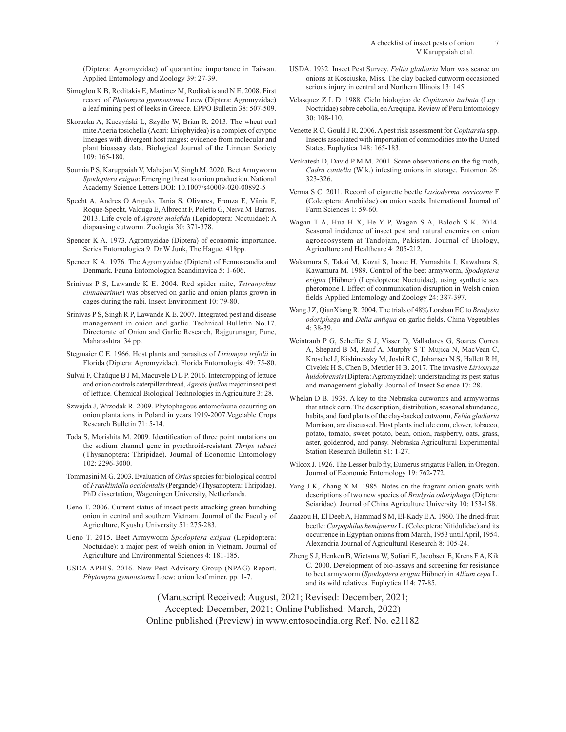(Diptera: Agromyzidae) of quarantine importance in Taiwan. Applied Entomology and Zoology 39: 27-39.

Simoglou K B, Roditakis E, Martinez M, Roditakis and N E. 2008. First record of *Phytomyza gymnostoma* Loew (Diptera: Agromyzidae) a leaf mining pest of leeks in Greece. EPPO Bulletin 38: 507-509.

Skoracka A, Kuczyński L, Szydło W, Brian R. 2013. The wheat curl mite Aceria tosichella (Acari: Eriophyidea) is a complex of cryptic lineages with divergent host ranges: evidence from molecular and plant bioassay data. Biological Journal of the Linnean Society 109: 165-180.

Soumia P S, Karuppaiah V, Mahajan V, Singh M. 2020. Beet Armyworm *Spodoptera exigua*: Emerging threat to onion production. National Academy Science Letters DOI: 10.1007/s40009-020-00892-5

Specht A, Andres O Angulo, Tania S, Olivares, Fronza E, Vânia F, Roque-Specht, Valduga E, Albrecht F, Poletto G, Neiva M Barros. 2013. Life cycle of *Agrotis malefida* (Lepidoptera: Noctuidae): A diapausing cutworm. Zoologia 30: 371-378.

Spencer K A. 1973. Agromyzidae (Diptera) of economic importance. Series Entomologica 9. Dr W Junk, The Hague. 418pp.

Spencer K A. 1976. The Agromyzidae (Diptera) of Fennoscandia and Denmark. Fauna Entomologica Scandinavica 5: 1-606.

Srinivas P S, Lawande K E. 2004. Red spider mite, *Tetranychus cinnabarinus*) was observed on garlic and onion plants grown in cages during the rabi. Insect Environment 10: 79-80.

Srinivas P S, Singh R P, Lawande K E. 2007. Integrated pest and disease management in onion and garlic. Technical Bulletin No.17. Directorate of Onion and Garlic Research, Rajgurunagar, Pune, Maharashtra. 34 pp.

Stegmaier C E. 1966. Host plants and parasites of *Liriomyza trifolii* in Florida (Diptera: Agromyzidae). Florida Entomologist 49: 75-80.

Sulvai F, Chaúque B J M, Macuvele D L P. 2016. Intercropping of lettuce and onion controls caterpillar thread, *Agrotis ipsilon* major insect pest of lettuce. Chemical Biological Technologies in Agriculture 3: 28.

Szwejda J, Wrzodak R. 2009. Phytophagous entomofauna occurring on onion plantations in Poland in years 1919-2007.Vegetable Crops Research Bulletin 71: 5-14.

Toda S, Morishita M. 2009. Identification of three point mutations on the sodium channel gene in pyrethroid-resistant *Thrips tabaci* (Thysanoptera: Thripidae). Journal of Economic Entomology 102: 2296-3000.

Tommasini M G. 2003. Evaluation of *Orius* species for biological control of *Frankliniella occidentalis* (Pergande) (Thysanoptera: Thripidae). PhD dissertation, Wageningen University, Netherlands.

Ueno T. 2006. Current status of insect pests attacking green bunching onion in central and southern Vietnam. Journal of the Faculty of Agriculture, Kyushu University 51: 275-283.

Ueno T. 2015. Beet Armyworm *Spodoptera exigua* (Lepidoptera: Noctuidae): a major pest of welsh onion in Vietnam. Journal of Agriculture and Environmental Sciences 4: 181-185.

USDA APHIS. 2016. New Pest Advisory Group (NPAG) Report. *Phytomyza gymnostoma* Loew: onion leaf miner. pp. 1-7.

USDA. 1932. Insect Pest Survey. *Feltia gladiaria* Morr was scarce on onions at Kosciusko, Miss. The clay backed cutworm occasioned serious injury in central and Northern Illinois 13: 145.

Velasquez Z L D. 1988. Ciclo biologico de *Copitarsia turbata* (Lep.: Noctuidae) sobre cebolla, en Arequipa. Review of Peru Entomology 30: 108-110.

Venette R C, Gould J R. 2006. A pest risk assessment for *Copitarsia* spp. Insects associated with importation of commodities into the United States. Euphytica 148: 165-183.

Venkatesh D, David P M M. 2001. Some observations on the fig moth, *Cadra cautella* (Wlk.) infesting onions in storage. Entomon 26: 323-326.

Verma S C. 2011. Record of cigarette beetle *Lasioderma serricorne* F (Coleoptera: Anobiidae) on onion seeds. International Journal of Farm Sciences 1: 59-60.

Wagan T A, Hua H X, He Y P, Wagan S A, Baloch S K. 2014. Seasonal incidence of insect pest and natural enemies on onion agroecosystem at Tandojam, Pakistan. Journal of Biology, Agriculture and Healthcare 4: 205-212.

Wakamura S, Takai M, Kozai S, Inoue H, Yamashita I, Kawahara S, Kawamura M. 1989. Control of the beet armyworm, *Spodoptera exigua* (Hübner) (Lepidoptera: Noctuidae), using synthetic sex pheromone I. Effect of communication disruption in Welsh onion fields. Applied Entomology and Zoology 24: 387-397.

Wang J Z, QianXiang R. 2004. The trials of 48% Lorsban EC to *Bradysia odoriphaga* and *Delia antiqua* on garlic fields. China Vegetables 4: 38-39.

Weintraub P G, Scheffer S J, Visser D, Valladares G, Soares Correa A, Shepard B M, Rauf A, Murphy S T, Mujica N, MacVean C, Kroschel J, Kishinevsky M, Joshi R C, Johansen N S, Hallett R H, Civelek H S, Chen B, Metzler H B. 2017. The invasive *Liriomyza huidobrensis* (Diptera: Agromyzidae): understanding its pest status and management globally. Journal of Insect Science 17: 28.

Whelan D B. 1935. A key to the Nebraska cutworms and armyworms that attack corn. The description, distribution, seasonal abundance, habits, and food plants of the clay-backed cutworm, *Feltia gladiaria* Morrison, are discussed. Host plants include corn, clover, tobacco, potato, tomato, sweet potato, bean, onion, raspberry, oats, grass, aster, goldenrod, and pansy. Nebraska Agricultural Experimental Station Research Bulletin 81: 1-27.

Wilcox J. 1926. The Lesser bulb fly, Eumerus strigatus Fallen, in Oregon. Journal of Economic Entomology 19: 762-772.

Yang J K, Zhang X M. 1985. Notes on the fragrant onion gnats with descriptions of two new species of *Bradysia odoriphaga* (Diptera: Sciaridae). Journal of China Agriculture University 10: 153-158.

Zaazou H, El Deeb A, Hammad S M, El-Kady E A. 1960. The dried-fruit beetle: *Carpophilus hemipterus* L. (Coleoptera: Nitidulidae) and its occurrence in Egyptian onions from March, 1953 until April, 1954. Alexandria Journal of Agricultural Research 8: 105-24.

Zheng S J, Henken B, Wietsma W, Sofiari E, Jacobsen E, Krens F A, Kik C. 2000. Development of bio-assays and screening for resistance to beet armyworm (*Spodoptera exigua* Hübner) in *Allium cepa* L. and its wild relatives. Euphytica 114: 77-85.

(Manuscript Received: August, 2021; Revised: December, 2021; Accepted: December, 2021; Online Published: March, 2022)
Online published (Preview) in www.entosocindia.org Ref. No. e21182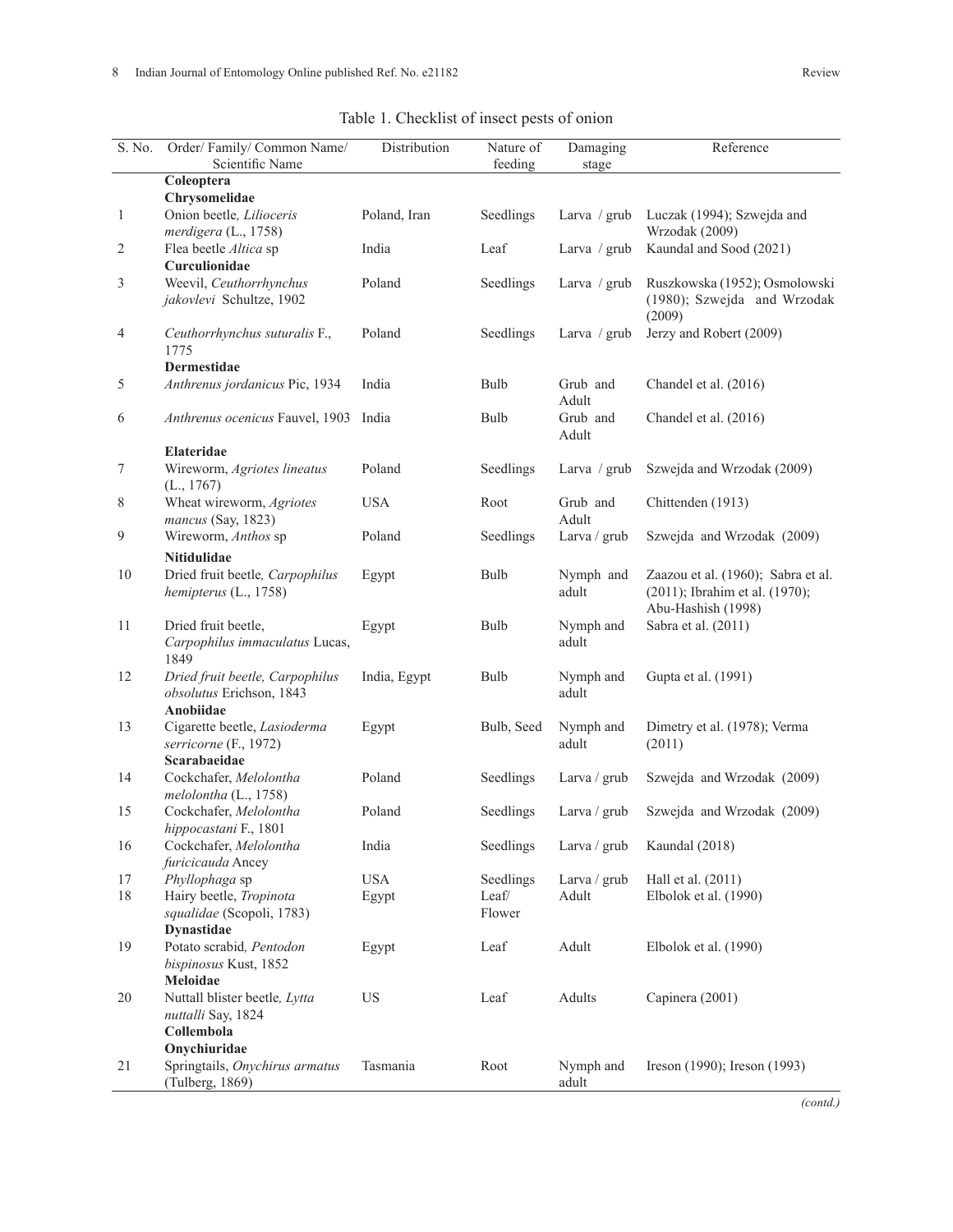Table 1. Checklist of insect pests of onion

| S. No. | Order/ Family/ Common Name/ Scientific Name | Distribution | Nature of feeding | Damaging stage | Reference |
|---|---|---|---|---|---|
| | **Coleoptera** | | | | |
| | **Chrysomelidae** | | | | |
| 1 | Onion beetle, *Lilioceris merdigera* (L., 1758) | Poland, Iran | Seedlings | Larva / grub | Luczak (1994); Szwejda and Wrzodak (2009) |
| 2 | Flea beetle *Altica* sp | India | Leaf | Larva / grub | Kaundal and Sood (2021) |
| | **Curculionidae** | | | | |
| 3 | Weevil, *Ceuthorrhynchus jakovlevi* Schultze, 1902 | Poland | Seedlings | Larva / grub | Ruszkowska (1952); Osmolowski (1980); Szwejda and Wrzodak (2009) |
| 4 | *Ceuthorrhynchus suturalis* F., 1775 | Poland | Seedlings | Larva / grub | Jerzy and Robert (2009) |
| | **Dermestidae** | | | | |
| 5 | *Anthrenus jordanicus* Pic, 1934 | India | Bulb | Grub and Adult | Chandel et al. (2016) |
| 6 | *Anthrenus ocenicus* Fauvel, 1903 | India | Bulb | Grub and Adult | Chandel et al. (2016) |
| | **Elateridae** | | | | |
| 7 | Wireworm, *Agriotes lineatus* (L., 1767) | Poland | Seedlings | Larva / grub | Szwejda and Wrzodak (2009) |
| 8 | Wheat wireworm, *Agriotes mancus* (Say, 1823) | USA | Root | Grub and Adult | Chittenden (1913) |
| 9 | Wireworm, *Anthos* sp | Poland | Seedlings | Larva / grub | Szwejda and Wrzodak (2009) |
| | **Nitidulidae** | | | | |
| 10 | Dried fruit beetle, *Carpophilus hemipterus* (L., 1758) | Egypt | Bulb | Nymph and adult | Zaazou et al. (1960); Sabra et al. (2011); Ibrahim et al. (1970); Abu-Hashish (1998) |
| 11 | Dried fruit beetle, *Carpophilus immaculatus* Lucas, 1849 | Egypt | Bulb | Nymph and adult | Sabra et al. (2011) |
| 12 | *Dried fruit beetle, Carpophilus obsolutus* Erichson, 1843 | India, Egypt | Bulb | Nymph and adult | Gupta et al. (1991) |
| | **Anobiidae** | | | | |
| 13 | Cigarette beetle, *Lasioderma serricorne* (F., 1972) | Egypt | Bulb, Seed | Nymph and adult | Dimetry et al. (1978); Verma (2011) |
| | **Scarabaeidae** | | | | |
| 14 | Cockchafer, *Melolontha melolontha* (L., 1758) | Poland | Seedlings | Larva / grub | Szwejda and Wrzodak (2009) |
| 15 | Cockchafer, *Melolontha hippocastani* F., 1801 | Poland | Seedlings | Larva / grub | Szwejda and Wrzodak (2009) |
| 16 | Cockchafer, *Melolontha furicicauda* Ancey | India | Seedlings | Larva / grub | Kaundal (2018) |
| 17 | *Phyllophaga* sp | USA | Seedlings | Larva / grub | Hall et al. (2011) |
| 18 | Hairy beetle, *Tropinota squalidae* (Scopoli, 1783) | Egypt | Leaf/ Flower | Adult | Elbolok et al. (1990) |
| | **Dynastidae** | | | | |
| 19 | Potato scrabid, *Pentodon bispinosus* Kust, 1852 | Egypt | Leaf | Adult | Elbolok et al. (1990) |
| | **Meloidae** | | | | |
| 20 | Nuttall blister beetle, *Lytta nuttalli* Say, 1824 | US | Leaf | Adults | Capinera (2001) |
| | **Collembola** | | | | |
| | **Onychiuridae** | | | | |
| 21 | Springtails, *Onychirus armatus* (Tulberg, 1869) | Tasmania | Root | Nymph and adult | Ireson (1990); Ireson (1993) |

*(contd.)*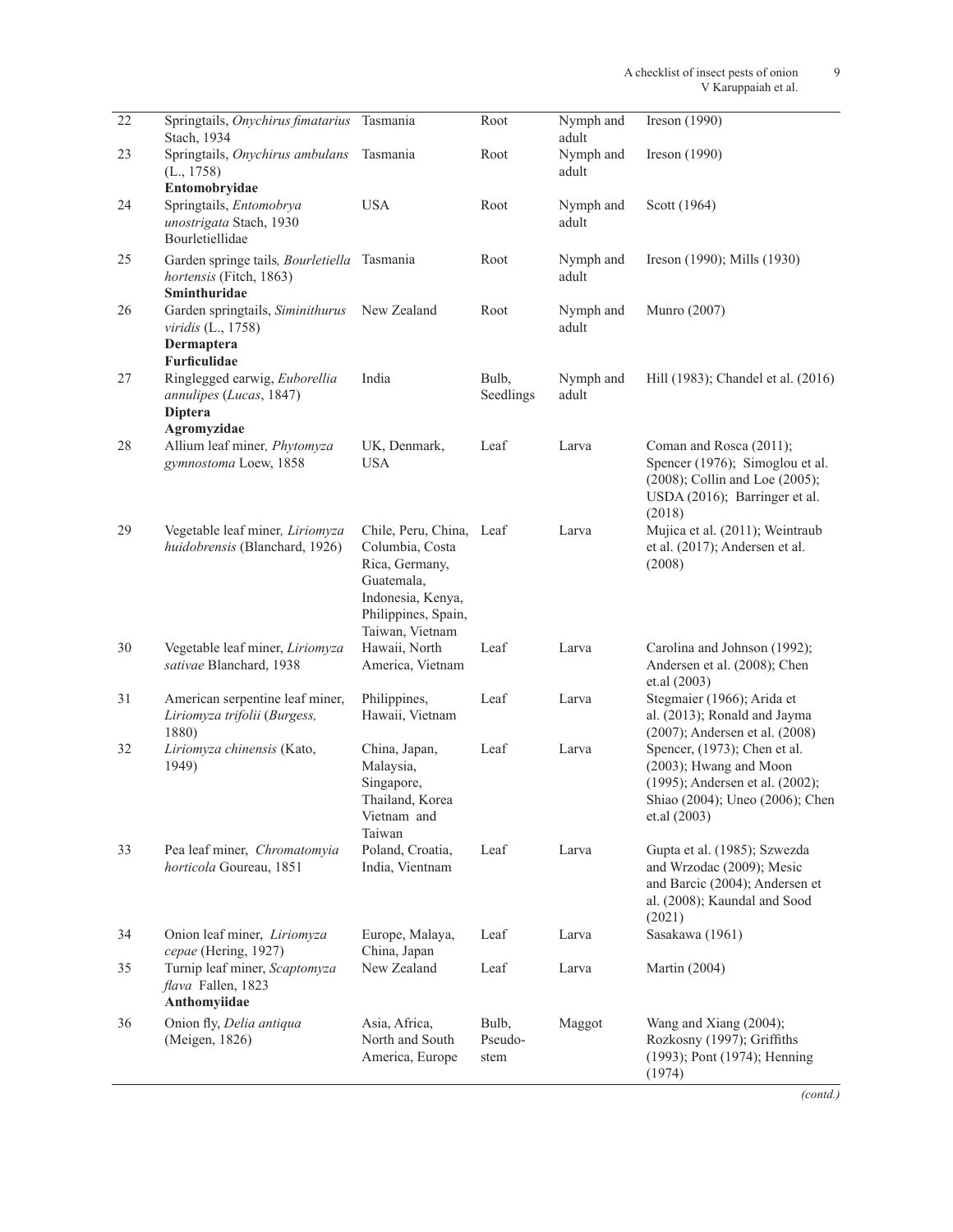| | | | | | |
|---|---|---|---|---|---|
| 22 | Springtails, *Onychirus fimatarius* Stach, 1934 | Tasmania | Root | Nymph and adult | Ireson (1990) |
| 23 | Springtails, *Onychirus ambulans* (L., 1758) | Tasmania | Root | Nymph and adult | Ireson (1990) |
| | **Entomobryidae** | | | | |
| 24 | Springtails, *Entomobrya unostrigata* Stach, 1930 | USA | Root | Nymph and adult | Scott (1964) |
| | Bourletiellidae | | | | |
| 25 | Garden springe tails*, Bourletiella hortensis* (Fitch, 1863) | Tasmania | Root | Nymph and adult | Ireson (1990); Mills (1930) |
| | **Sminthuridae** | | | | |
| 26 | Garden springtails, *Siminithurus viridis* (L., 1758) | New Zealand | Root | Nymph and adult | Munro (2007) |
| | **Dermaptera** | | | | |
| | **Furficulidae** | | | | |
| 27 | Ringlegged earwig, *Euborellia annulipes* (*Lucas*, 1847) | India | Bulb, Seedlings | Nymph and adult | Hill (1983); Chandel et al. (2016) |
| | **Diptera** | | | | |
| | **Agromyzidae** | | | | |
| 28 | Allium leaf miner*, Phytomyza gymnostoma* Loew, 1858 | UK, Denmark, USA | Leaf | Larva | Coman and Rosca (2011); Spencer (1976); Simoglou et al. (2008); Collin and Loe (2005); USDA (2016); Barringer et al. (2018) |
| 29 | Vegetable leaf miner*, Liriomyza huidobrensis* (Blanchard, 1926) | Chile, Peru, China, Columbia, Costa Rica, Germany, Guatemala, Indonesia, Kenya, Philippines, Spain, Taiwan, Vietnam | Leaf | Larva | Mujica et al. (2011); Weintraub et al. (2017); Andersen et al. (2008) |
| 30 | Vegetable leaf miner, *Liriomyza sativae* Blanchard, 1938 | Hawaii, North America, Vietnam | Leaf | Larva | Carolina and Johnson (1992); Andersen et al. (2008); Chen et.al (2003) |
| 31 | American serpentine leaf miner, *Liriomyza trifolii* (*Burgess,* 1880) | Philippines, Hawaii, Vietnam | Leaf | Larva | Stegmaier (1966); Arida et al. (2013); Ronald and Jayma (2007); Andersen et al. (2008) |
| 32 | *Liriomyza chinensis* (Kato, 1949) | China, Japan, Malaysia, Singapore, Thailand, Korea Vietnam and Taiwan | Leaf | Larva | Spencer, (1973); Chen et al. (2003); Hwang and Moon (1995); Andersen et al. (2002); Shiao (2004); Uneo (2006); Chen et.al (2003) |
| 33 | Pea leaf miner, *Chromatomyia horticola* Goureau, 1851 | Poland, Croatia, India, Vientnam | Leaf | Larva | Gupta et al. (1985); Szwezda and Wrzodac (2009); Mesic and Barcic (2004); Andersen et al. (2008); Kaundal and Sood (2021) |
| 34 | Onion leaf miner, *Liriomyza cepae* (Hering, 1927) | Europe, Malaya, China, Japan | Leaf | Larva | Sasakawa (1961) |
| 35 | Turnip leaf miner, *Scaptomyza flava* Fallen, 1823 | New Zealand | Leaf | Larva | Martin (2004) |
| | **Anthomyiidae** | | | | |
| 36 | Onion fly, *Delia antiqua* (Meigen, 1826) | Asia, Africa, North and South America, Europe | Bulb, Pseudo-stem | Maggot | Wang and Xiang (2004); Rozkosny (1997); Griffiths (1993); Pont (1974); Henning (1974) |

*(contd.)*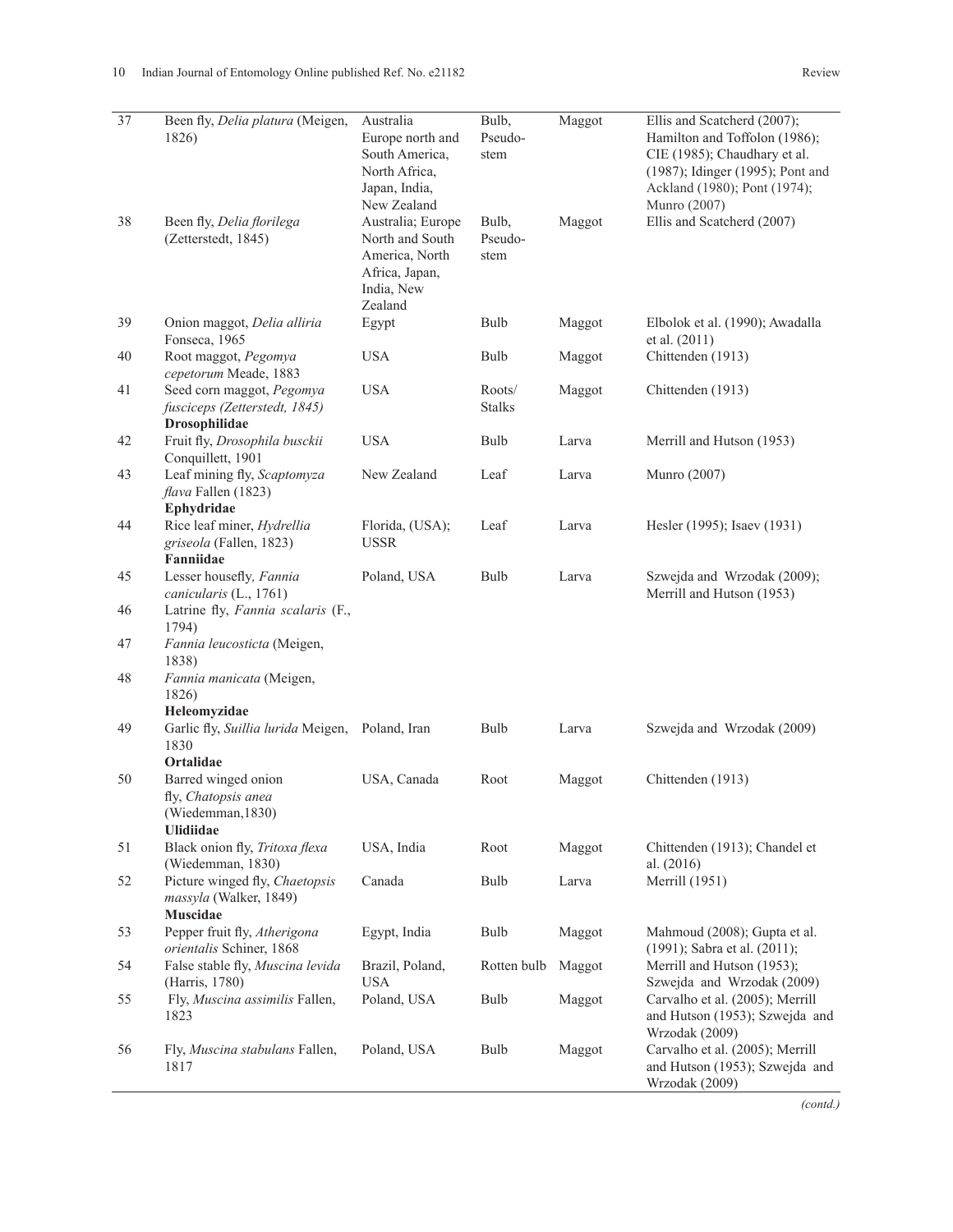| 37 | Been fly, *Delia platura* (Meigen, 1826) | Australia Europe north and South America, North Africa, Japan, India, New Zealand | Bulb, Pseudo-stem | Maggot | Ellis and Scatcherd (2007); Hamilton and Toffolon (1986); CIE (1985); Chaudhary et al. (1987); Idinger (1995); Pont and Ackland (1980); Pont (1974); Munro (2007) |
|---|---|---|---|---|---|
| 38 | Been fly, *Delia florilega* (Zetterstedt, 1845) | Australia; Europe North and South America, North Africa, Japan, India, New Zealand | Bulb, Pseudo-stem | Maggot | Ellis and Scatcherd (2007) |
| 39 | Onion maggot, *Delia alliria* Fonseca, 1965 | Egypt | Bulb | Maggot | Elbolok et al. (1990); Awadalla et al. (2011) |
| 40 | Root maggot, *Pegomya cepetorum* Meade, 1883 | USA | Bulb | Maggot | Chittenden (1913) |
| 41 | Seed corn maggot, *Pegomya fusciceps (Zetterstedt, 1845)* | USA | Roots/ Stalks | Maggot | Chittenden (1913) |
| | **Drosophilidae** | | | | |
| 42 | Fruit fly, *Drosophila busckii* Conquillett, 1901 | USA | Bulb | Larva | Merrill and Hutson (1953) |
| 43 | Leaf mining fly, *Scaptomyza flava* Fallen (1823) | New Zealand | Leaf | Larva | Munro (2007) |
| | **Ephydridae** | | | | |
| 44 | Rice leaf miner, *Hydrellia griseola* (Fallen, 1823) | Florida, (USA); USSR | Leaf | Larva | Hesler (1995); Isaev (1931) |
| | **Fanniidae** | | | | |
| 45 | Lesser housefly, *Fannia canicularis* (L., 1761) | Poland, USA | Bulb | Larva | Szwejda and Wrzodak (2009); Merrill and Hutson (1953) |
| 46 | Latrine fly, *Fannia scalaris* (F., 1794) | | | | |
| 47 | *Fannia leucosticta* (Meigen, 1838) | | | | |
| 48 | *Fannia manicata* (Meigen, 1826) | | | | |
| | **Heleomyzidae** | | | | |
| 49 | Garlic fly, *Suillia lurida* Meigen, 1830 | Poland, Iran | Bulb | Larva | Szwejda and Wrzodak (2009) |
| | **Ortalidae** | | | | |
| 50 | Barred winged onion fly, *Chatopsis anea* (Wiedemman,1830) | USA, Canada | Root | Maggot | Chittenden (1913) |
| | **Ulidiidae** | | | | |
| 51 | Black onion fly, *Tritoxa flexa* (Wiedemman, 1830) | USA, India | Root | Maggot | Chittenden (1913); Chandel et al. (2016) |
| 52 | Picture winged fly, *Chaetopsis massyla* (Walker, 1849) | Canada | Bulb | Larva | Merrill (1951) |
| | **Muscidae** | | | | |
| 53 | Pepper fruit fly, *Atherigona orientalis* Schiner, 1868 | Egypt, India | Bulb | Maggot | Mahmoud (2008); Gupta et al. (1991); Sabra et al. (2011); |
| 54 | False stable fly, *Muscina levida* (Harris, 1780) | Brazil, Poland, USA | Rotten bulb | Maggot | Merrill and Hutson (1953); Szwejda and Wrzodak (2009) |
| 55 | Fly, *Muscina assimilis* Fallen, 1823 | Poland, USA | Bulb | Maggot | Carvalho et al. (2005); Merrill and Hutson (1953); Szwejda and Wrzodak (2009) |
| 56 | Fly, *Muscina stabulans* Fallen, 1817 | Poland, USA | Bulb | Maggot | Carvalho et al. (2005); Merrill and Hutson (1953); Szwejda and Wrzodak (2009) |

*(contd.)*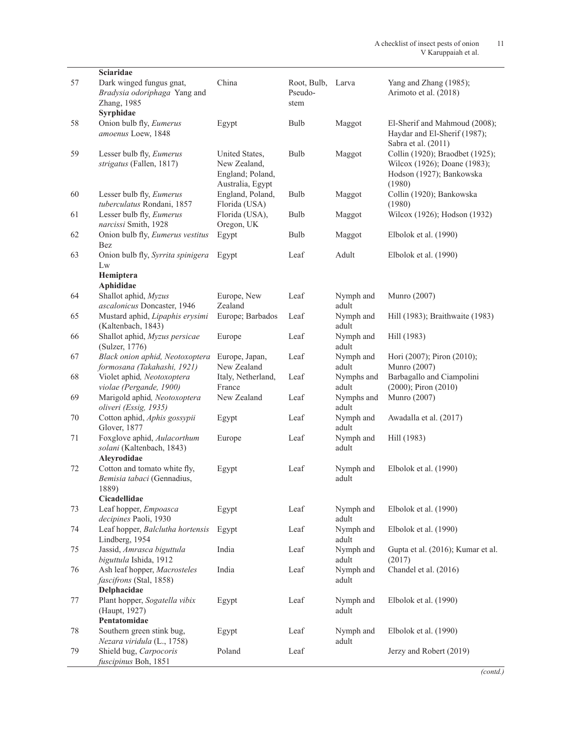| | | | | | |
|---|---|---|---|---|---|
| | **Sciaridae** | | | | |
| 57 | Dark winged fungus gnat, *Bradysia odoriphaga* Yang and Zhang, 1985 | China | Root, Bulb, Pseudo-stem | Larva | Yang and Zhang (1985); Arimoto et al. (2018) |
| | **Syrphidae** | | | | |
| 58 | Onion bulb fly, *Eumerus amoenus* Loew, 1848 | Egypt | Bulb | Maggot | El-Sherif and Mahmoud (2008); Haydar and El-Sherif (1987); Sabra et al. (2011) |
| 59 | Lesser bulb fly, *Eumerus strigatus* (Fallen, 1817) | United States, New Zealand, England; Poland, Australia, Egypt | Bulb | Maggot | Collin (1920); Braodbet (1925); Wilcox (1926); Doane (1983); Hodson (1927); Bankowska (1980) |
| 60 | Lesser bulb fly, *Eumerus tuberculatus* Rondani, 1857 | England, Poland, Florida (USA) | Bulb | Maggot | Collin (1920); Bankowska (1980) |
| 61 | Lesser bulb fly, *Eumerus narcissi* Smith, 1928 | Florida (USA), Oregon, UK | Bulb | Maggot | Wilcox (1926); Hodson (1932) |
| 62 | Onion bulb fly, *Eumerus vestitus* Bez | Egypt | Bulb | Maggot | Elbolok et al. (1990) |
| 63 | Onion bulb fly, *Syrrita spinigera* Lw | Egypt | Leaf | Adult | Elbolok et al. (1990) |
| | **Hemiptera** | | | | |
| | **Aphididae** | | | | |
| 64 | Shallot aphid, *Myzus ascalonicus* Doncaster, 1946 | Europe, New Zealand | Leaf | Nymph and adult | Munro (2007) |
| 65 | Mustard aphid, *Lipaphis erysimi* (Kaltenbach, 1843) | Europe; Barbados | Leaf | Nymph and adult | Hill (1983); Braithwaite (1983) |
| 66 | Shallot aphid, *Myzus persicae* (Sulzer, 1776) | Europe | Leaf | Nymph and adult | Hill (1983) |
| 67 | *Black onion aphid, Neotoxoptera formosana (Takahashi, 1921)* | Europe, Japan, New Zealand | Leaf | Nymph and adult | Hori (2007); Piron (2010); Munro (2007) |
| 68 | Violet aphid*, Neotoxoptera violae (Pergande, 1900)* | Italy, Netherland, France | Leaf | Nymphs and adult | Barbagallo and Ciampolini (2000); Piron (2010) |
| 69 | Marigold aphid*, Neotoxoptera oliveri (Essig, 1935)* | New Zealand | Leaf | Nymphs and adult | Munro (2007) |
| 70 | Cotton aphid, *Aphis gossypii* Glover, 1877 | Egypt | Leaf | Nymph and adult | Awadalla et al. (2017) |
| 71 | Foxglove aphid, *Aulacorthum solani* (Kaltenbach, 1843) | Europe | Leaf | Nymph and adult | Hill (1983) |
| | **Aleyrodidae** | | | | |
| 72 | Cotton and tomato white fly, *Bemisia tabaci* (Gennadius, 1889) | Egypt | Leaf | Nymph and adult | Elbolok et al. (1990) |
| | **Cicadellidae** | | | | |
| 73 | Leaf hopper, *Empoasca decipines* Paoli, 1930 | Egypt | Leaf | Nymph and adult | Elbolok et al. (1990) |
| 74 | Leaf hopper, *Balclutha hortensis* Lindberg, 1954 | Egypt | Leaf | Nymph and adult | Elbolok et al. (1990) |
| 75 | Jassid, *Amrasca biguttula biguttula* Ishida, 1912 | India | Leaf | Nymph and adult | Gupta et al. (2016); Kumar et al. (2017) |
| 76 | Ash leaf hopper, *Macrosteles fascifrons* (Stal, 1858) | India | Leaf | Nymph and adult | Chandel et al. (2016) |
| | **Delphacidae** | | | | |
| 77 | Plant hopper, *Sogatella vibix* (Haupt, 1927) | Egypt | Leaf | Nymph and adult | Elbolok et al. (1990) |
| | **Pentatomidae** | | | | |
| 78 | Southern green stink bug, *Nezara viridula* (L., 1758) | Egypt | Leaf | Nymph and adult | Elbolok et al. (1990) |
| 79 | Shield bug, *Carpocoris fuscipinus* Boh, 1851 | Poland | Leaf | | Jerzy and Robert (2019) |

*(contd.)*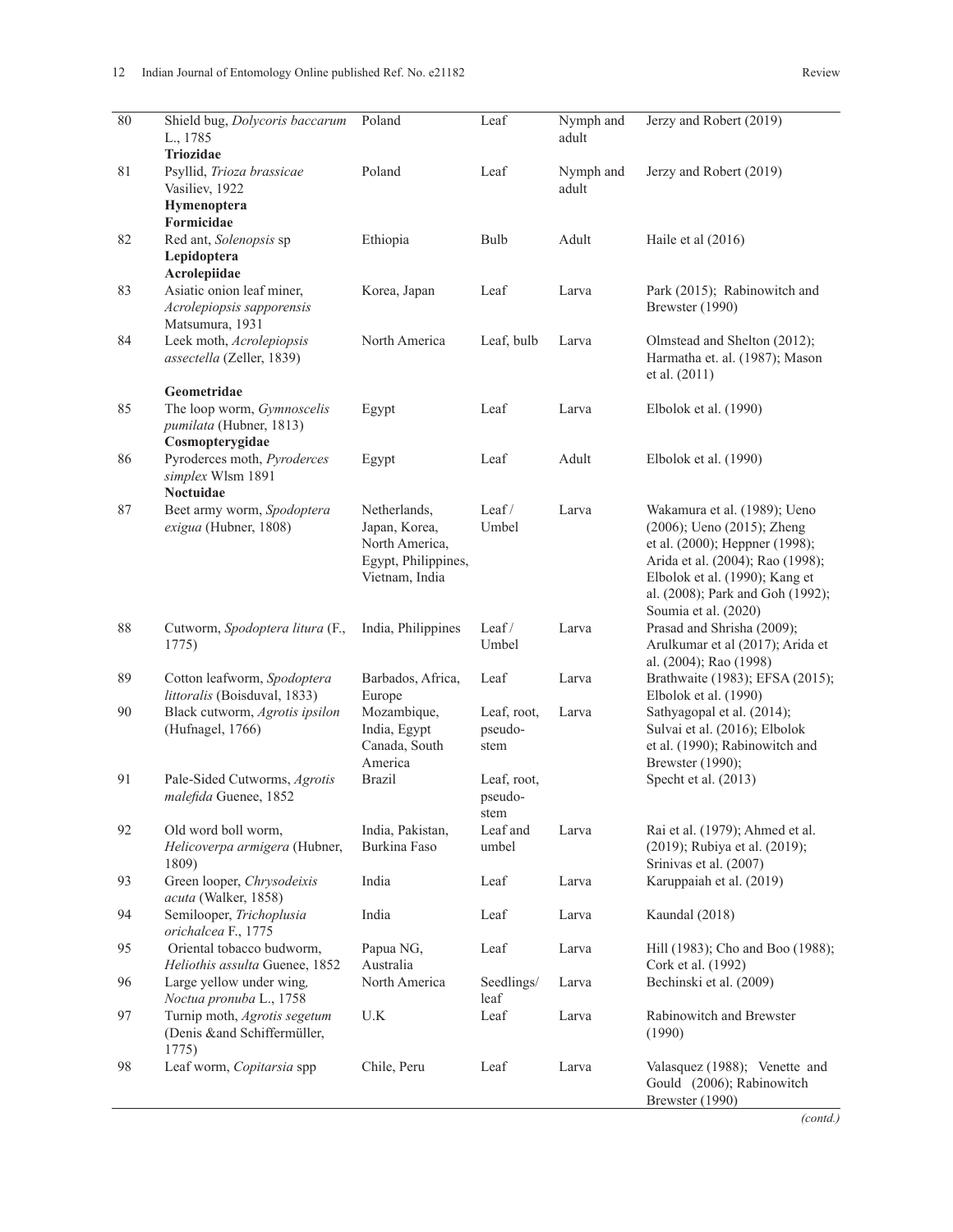| | | | | | |
|---|---|---|---|---|---|
| 80 | Shield bug, *Dolycoris baccarum* L., 1785 | Poland | Leaf | Nymph and adult | Jerzy and Robert (2019) |
| | **Triozidae** | | | | |
| 81 | Psyllid, *Trioza brassicae* Vasiliev, 1922 | Poland | Leaf | Nymph and adult | Jerzy and Robert (2019) |
| | **Hymenoptera** | | | | |
| | **Formicidae** | | | | |
| 82 | Red ant, *Solenopsis* sp | Ethiopia | Bulb | Adult | Haile et al (2016) |
| | **Lepidoptera** | | | | |
| | **Acrolepiidae** | | | | |
| 83 | Asiatic onion leaf miner, *Acrolepiopsis sapporensis* Matsumura, 1931 | Korea, Japan | Leaf | Larva | Park (2015); Rabinowitch and Brewster (1990) |
| 84 | Leek moth, *Acrolepiopsis assectella* (Zeller, 1839) | North America | Leaf, bulb | Larva | Olmstead and Shelton (2012); Harmatha et. al. (1987); Mason et al. (2011) |
| | **Geometridae** | | | | |
| 85 | The loop worm, *Gymnoscelis pumilata* (Hubner, 1813) | Egypt | Leaf | Larva | Elbolok et al. (1990) |
| | **Cosmopterygidae** | | | | |
| 86 | Pyroderces moth, *Pyroderces simplex* Wlsm 1891 | Egypt | Leaf | Adult | Elbolok et al. (1990) |
| | **Noctuidae** | | | | |
| 87 | Beet army worm, *Spodoptera exigua* (Hubner, 1808) | Netherlands, Japan, Korea, North America, Egypt, Philippines, Vietnam, India | Leaf / Umbel | Larva | Wakamura et al. (1989); Ueno (2006); Ueno (2015); Zheng et al. (2000); Heppner (1998); Arida et al. (2004); Rao (1998); Elbolok et al. (1990); Kang et al. (2008); Park and Goh (1992); Soumia et al. (2020) |
| 88 | Cutworm, *Spodoptera litura* (F., 1775) | India, Philippines | Leaf / Umbel | Larva | Prasad and Shrisha (2009); Arulkumar et al (2017); Arida et al. (2004); Rao (1998) |
| 89 | Cotton leafworm, *Spodoptera littoralis* (Boisduval, 1833) | Barbados, Africa, Europe | Leaf | Larva | Brathwaite (1983); EFSA (2015); Elbolok et al. (1990) |
| 90 | Black cutworm, *Agrotis ipsilon* (Hufnagel, 1766) | Mozambique, India, Egypt Canada, South America | Leaf, root, pseudo-stem | Larva | Sathyagopal et al. (2014); Sulvai et al. (2016); Elbolok et al. (1990); Rabinowitch and Brewster (1990); |
| 91 | Pale-Sided Cutworms, *Agrotis malefida* Guenee, 1852 | Brazil | Leaf, root, pseudo-stem | | Specht et al. (2013) |
| 92 | Old word boll worm, *Helicoverpa armigera* (Hubner, 1809) | India, Pakistan, Burkina Faso | Leaf and umbel | Larva | Rai et al. (1979); Ahmed et al. (2019); Rubiya et al. (2019); Srinivas et al. (2007) |
| 93 | Green looper, *Chrysodeixis acuta* (Walker, 1858) | India | Leaf | Larva | Karuppaiah et al. (2019) |
| 94 | Semilooper, *Trichoplusia orichalcea* F., 1775 | India | Leaf | Larva | Kaundal (2018) |
| 95 | Oriental tobacco budworm, *Heliothis assulta* Guenee, 1852 | Papua NG, Australia | Leaf | Larva | Hill (1983); Cho and Boo (1988); Cork et al. (1992) |
| 96 | Large yellow under wing, *Noctua pronuba* L., 1758 | North America | Seedlings/ leaf | Larva | Bechinski et al. (2009) |
| 97 | Turnip moth, *Agrotis segetum* (Denis &and Schiffermüller, 1775) | U.K | Leaf | Larva | Rabinowitch and Brewster (1990) |
| 98 | Leaf worm, *Copitarsia* spp | Chile, Peru | Leaf | Larva | Valasquez (1988); Venette and Gould (2006); Rabinowitch Brewster (1990) |

*(contd.)*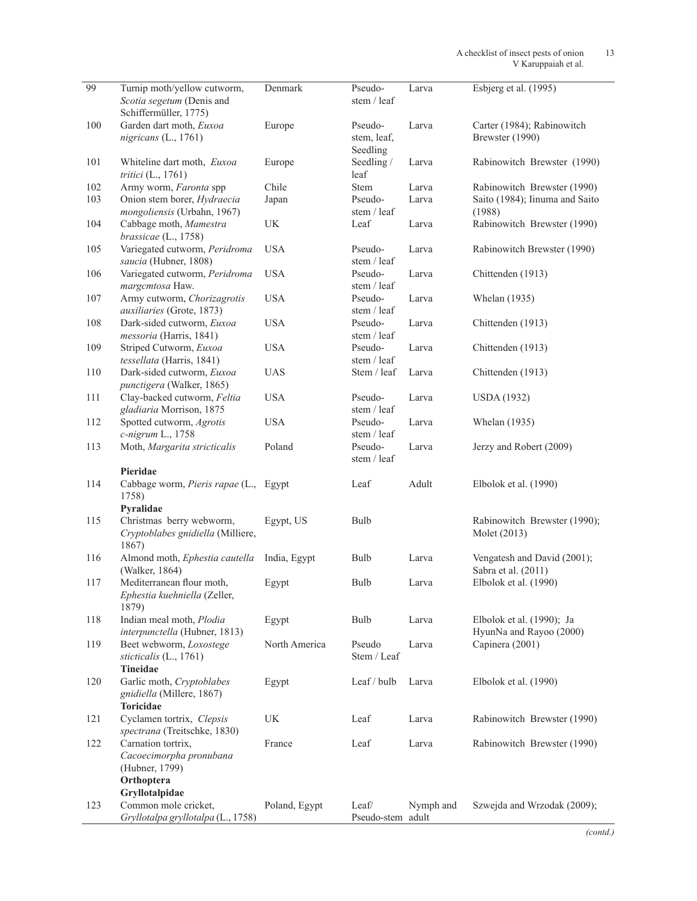| | | | | | |
|---|---|---|---|---|---|
| 99 | Turnip moth/yellow cutworm, *Scotia segetum* (Denis and Schiffermüller, 1775) | Denmark | Pseudo-stem / leaf | Larva | Esbjerg et al. (1995) |
| 100 | Garden dart moth, *Euxoa nigricans* (L., 1761) | Europe | Pseudo-stem, leaf, Seedling | Larva | Carter (1984); Rabinowitch Brewster (1990) |
| 101 | Whiteline dart moth, *Euxoa tritici* (L., 1761) | Europe | Seedling / leaf | Larva | Rabinowitch Brewster (1990) |
| 102 | Army worm, *Faronta* spp | Chile | Stem | Larva | Rabinowitch Brewster (1990) |
| 103 | Onion stem borer, *Hydraecia mongoliensis* (Urbahn, 1967) | Japan | Pseudo-stem / leaf | Larva | Saito (1984); Iinuma and Saito (1988) |
| 104 | Cabbage moth, *Mamestra brassicae* (L., 1758) | UK | Leaf | Larva | Rabinowitch Brewster (1990) |
| 105 | Variegated cutworm, *Peridroma saucia* (Hubner, 1808) | USA | Pseudo-stem / leaf | Larva | Rabinowitch Brewster (1990) |
| 106 | Variegated cutworm, *Peridroma margcmtosa* Haw. | USA | Pseudo-stem / leaf | Larva | Chittenden (1913) |
| 107 | Army cutworm, *Chorizagrotis auxiliaries* (Grote, 1873) | USA | Pseudo-stem / leaf | Larva | Whelan (1935) |
| 108 | Dark-sided cutworm, *Euxoa messoria* (Harris, 1841) | USA | Pseudo-stem / leaf | Larva | Chittenden (1913) |
| 109 | Striped Cutworm, *Euxoa tessellata* (Harris, 1841) | USA | Pseudo-stem / leaf | Larva | Chittenden (1913) |
| 110 | Dark-sided cutworm, *Euxoa punctigera* (Walker, 1865) | UAS | Stem / leaf | Larva | Chittenden (1913) |
| 111 | Clay-backed cutworm, *Feltia gladiaria* Morrison, 1875 | USA | Pseudo-stem / leaf | Larva | USDA (1932) |
| 112 | Spotted cutworm, *Agrotis c-nigrum* L., 1758 | USA | Pseudo-stem / leaf | Larva | Whelan (1935) |
| 113 | Moth, *Margarita stricticalis* | Poland | Pseudo-stem / leaf | Larva | Jerzy and Robert (2009) |
| | **Pieridae** | | | | |
| 114 | Cabbage worm, *Pieris rapae* (L., 1758) | Egypt | Leaf | Adult | Elbolok et al. (1990) |
| | **Pyralidae** | | | | |
| 115 | Christmas berry webworm, *Cryptoblabes gnidiella* (Milliere, 1867) | Egypt, US | Bulb | | Rabinowitch Brewster (1990); Molet (2013) |
| 116 | Almond moth, *Ephestia cautella* (Walker, 1864) | India, Egypt | Bulb | Larva | Vengatesh and David (2001); Sabra et al. (2011) |
| 117 | Mediterranean flour moth, *Ephestia kuehniella* (Zeller, 1879) | Egypt | Bulb | Larva | Elbolok et al. (1990) |
| 118 | Indian meal moth, *Plodia interpunctella* (Hubner, 1813) | Egypt | Bulb | Larva | Elbolok et al. (1990); Ja HyunNa and Rayoo (2000) |
| 119 | Beet webworm, *Loxostege sticticalis* (L., 1761) | North America | Pseudo Stem / Leaf | Larva | Capinera (2001) |
| | **Tineidae** | | | | |
| 120 | Garlic moth, *Cryptoblabes gnidiella* (Millere, 1867) | Egypt | Leaf / bulb | Larva | Elbolok et al. (1990) |
| | **Toricidae** | | | | |
| 121 | Cyclamen tortrix, *Clepsis spectrana* (Treitschke, 1830) | UK | Leaf | Larva | Rabinowitch Brewster (1990) |
| 122 | Carnation tortrix, *Cacoecimorpha pronubana* (Hubner, 1799) | France | Leaf | Larva | Rabinowitch Brewster (1990) |
| | **Orthoptera** | | | | |
| | **Gryllotalpidae** | | | | |
| 123 | Common mole cricket, *Gryllotalpa gryllotalpa* (L., 1758) | Poland, Egypt | Leaf/ Pseudo-stem | Nymph and adult | Szwejda and Wrzodak (2009); |

*(contd.)*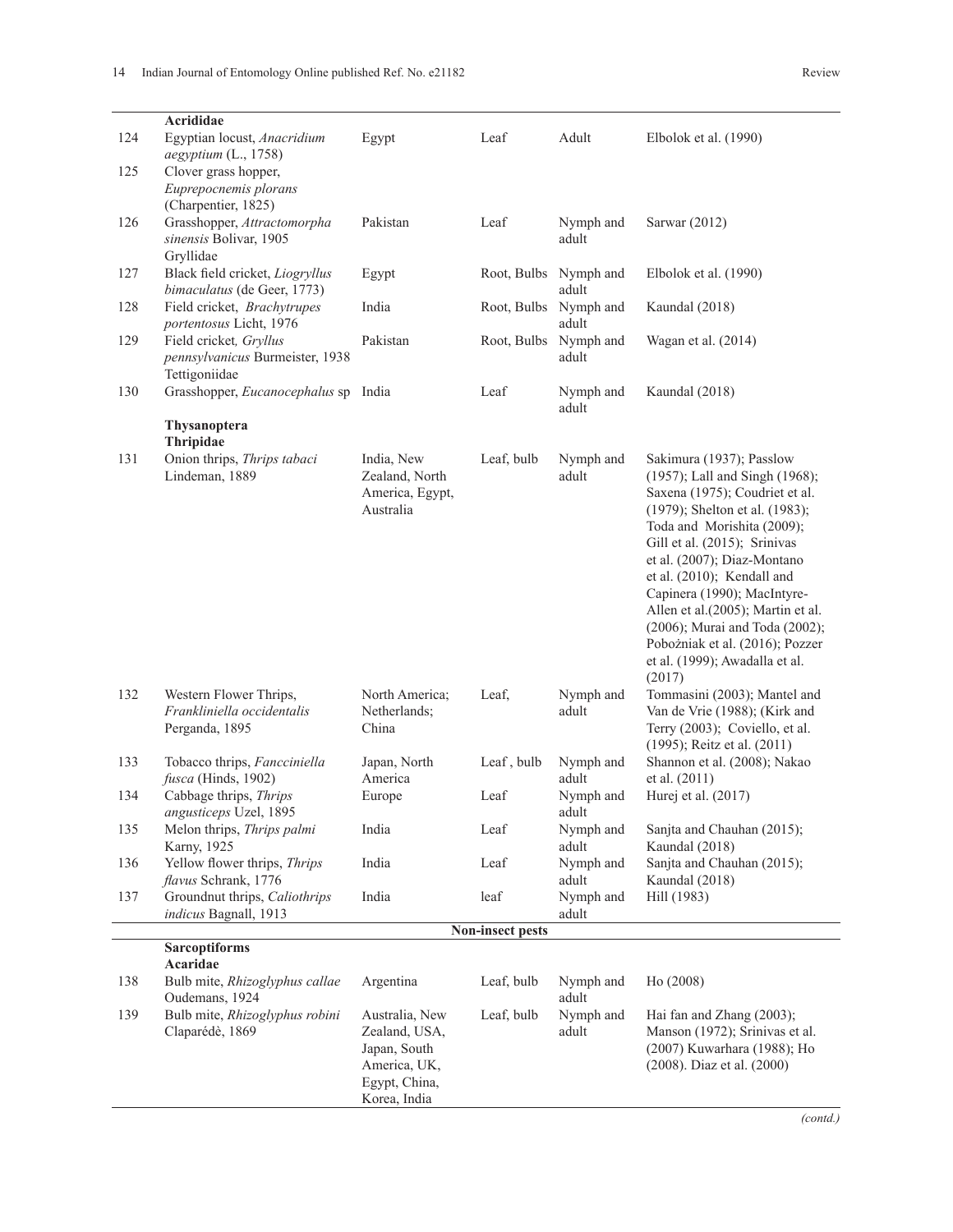| | | | | | |
|---|---|---|---|---|---|
| | **Acrididae** | | | | |
| 124 | Egyptian locust, *Anacridium aegyptium* (L., 1758) | Egypt | Leaf | Adult | Elbolok et al. (1990) |
| 125 | Clover grass hopper, *Euprepocnemis plorans* (Charpentier, 1825) | | | | |
| 126 | Grasshopper, *Attractomorpha sinensis* Bolivar, 1905 | Pakistan | Leaf | Nymph and adult | Sarwar (2012) |
| | Gryllidae | | | | |
| 127 | Black field cricket, *Liogryllus bimaculatus* (de Geer, 1773) | Egypt | Root, Bulbs | Nymph and adult | Elbolok et al. (1990) |
| 128 | Field cricket, *Brachytrupes portentosus* Licht, 1976 | India | Root, Bulbs | Nymph and adult | Kaundal (2018) |
| 129 | Field cricket*, Gryllus pennsylvanicus* Burmeister, 1938 | Pakistan | Root, Bulbs | Nymph and adult | Wagan et al. (2014) |
| | Tettigoniidae | | | | |
| 130 | Grasshopper, *Eucanocephalus* sp | India | Leaf | Nymph and adult | Kaundal (2018) |
| | **Thysanoptera** | | | | |
| | **Thripidae** | | | | |
| 131 | Onion thrips, *Thrips tabaci* Lindeman, 1889 | India, New Zealand, North America, Egypt, Australia | Leaf, bulb | Nymph and adult | Sakimura (1937); Passlow (1957); Lall and Singh (1968); Saxena (1975); Coudriet et al. (1979); Shelton et al. (1983); Toda and Morishita (2009); Gill et al. (2015); Srinivas et al. (2007); Diaz-Montano et al. (2010); Kendall and Capinera (1990); MacIntyre-Allen et al.(2005); Martin et al. (2006); Murai and Toda (2002); Pobożniak et al. (2016); Pozzer et al. (1999); Awadalla et al. (2017) |
| 132 | Western Flower Thrips, *Frankliniella occidentalis* Perganda, 1895 | North America; Netherlands; China | Leaf, | Nymph and adult | Tommasini (2003); Mantel and Van de Vrie (1988); (Kirk and Terry (2003); Coviello, et al. (1995); Reitz et al. (2011) |
| 133 | Tobacco thrips, *Fancciniella fusca* (Hinds, 1902) | Japan, North America | Leaf , bulb | Nymph and adult | Shannon et al. (2008); Nakao et al. (2011) |
| 134 | Cabbage thrips, *Thrips angusticeps* Uzel, 1895 | Europe | Leaf | Nymph and adult | Hurej et al. (2017) |
| 135 | Melon thrips, *Thrips palmi* Karny, 1925 | India | Leaf | Nymph and adult | Sanjta and Chauhan (2015); Kaundal (2018) |
| 136 | Yellow flower thrips, *Thrips flavus* Schrank, 1776 | India | Leaf | Nymph and adult | Sanjta and Chauhan (2015); Kaundal (2018) |
| 137 | Groundnut thrips, *Caliothrips indicus* Bagnall, 1913 | India | leaf | Nymph and adult | Hill (1983) |
| | | | **Non-insect pests** | | |
| | **Sarcoptiforms** | | | | |
| | **Acaridae** | | | | |
| 138 | Bulb mite, *Rhizoglyphus callae* Oudemans, 1924 | Argentina | Leaf, bulb | Nymph and adult | Ho (2008) |
| 139 | Bulb mite, *Rhizoglyphus robini* Claparédè, 1869 | Australia, New Zealand, USA, Japan, South America, UK, Egypt, China, Korea, India | Leaf, bulb | Nymph and adult | Hai fan and Zhang (2003); Manson (1972); Srinivas et al. (2007) Kuwarhara (1988); Ho (2008). Diaz et al. (2000) |

*(contd.)*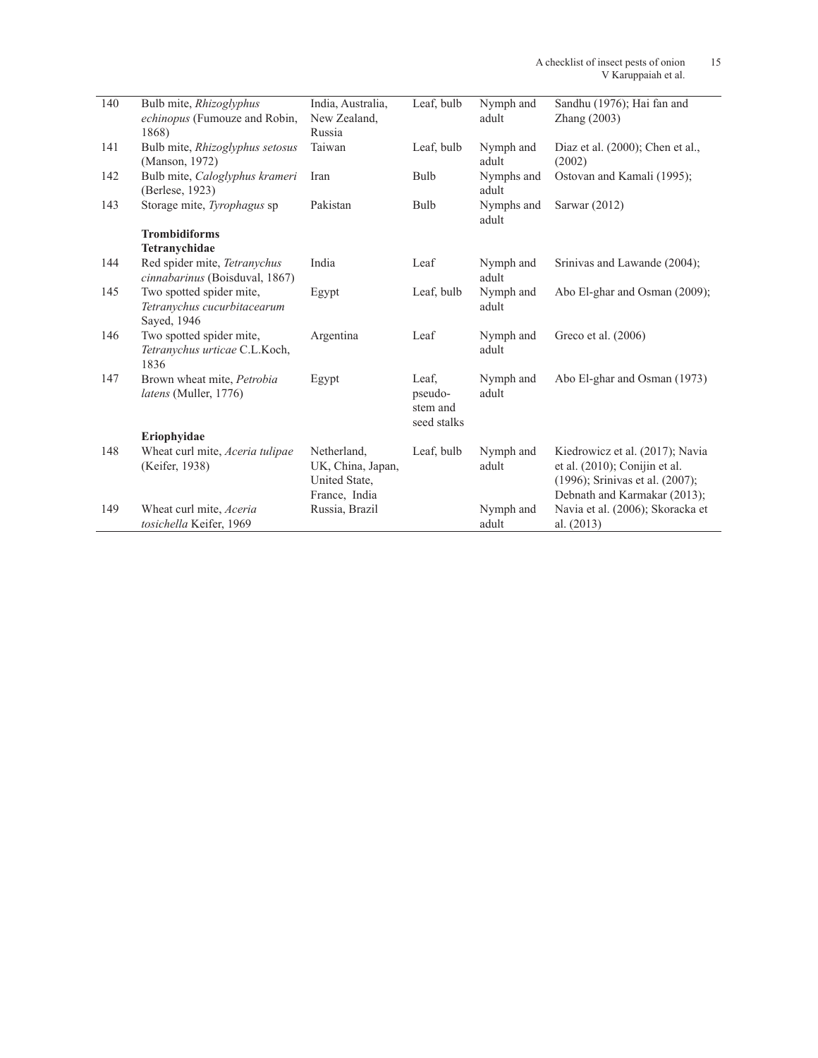| | | | | | |
|---|---|---|---|---|---|
| 140 | Bulb mite, *Rhizoglyphus echinopus* (Fumouze and Robin, 1868) | India, Australia, New Zealand, Russia | Leaf, bulb | Nymph and adult | Sandhu (1976); Hai fan and Zhang (2003) |
| 141 | Bulb mite, *Rhizoglyphus setosus* (Manson, 1972) | Taiwan | Leaf, bulb | Nymph and adult | Diaz et al. (2000); Chen et al., (2002) |
| 142 | Bulb mite, *Caloglyphus krameri* (Berlese, 1923) | Iran | Bulb | Nymphs and adult | Ostovan and Kamali (1995); |
| 143 | Storage mite, *Tyrophagus* sp | Pakistan | Bulb | Nymphs and adult | Sarwar (2012) |
| | **Trombidiforms** | | | | |
| | **Tetranychidae** | | | | |
| 144 | Red spider mite, *Tetranychus cinnabarinus* (Boisduval, 1867) | India | Leaf | Nymph and adult | Srinivas and Lawande (2004); |
| 145 | Two spotted spider mite, *Tetranychus cucurbitacearum* Sayed, 1946 | Egypt | Leaf, bulb | Nymph and adult | Abo El-ghar and Osman (2009); |
| 146 | Two spotted spider mite, *Tetranychus urticae* C.L.Koch, 1836 | Argentina | Leaf | Nymph and adult | Greco et al. (2006) |
| 147 | Brown wheat mite, *Petrobia latens* (Muller, 1776) | Egypt | Leaf, pseudo-stem and seed stalks | Nymph and adult | Abo El-ghar and Osman (1973) |
| | **Eriophyidae** | | | | |
| 148 | Wheat curl mite, *Aceria tulipae* (Keifer, 1938) | Netherland, UK, China, Japan, United State, France, India | Leaf, bulb | Nymph and adult | Kiedrowicz et al. (2017); Navia et al. (2010); Conijin et al. (1996); Srinivas et al. (2007); Debnath and Karmakar (2013); |
| 149 | Wheat curl mite, *Aceria tosichella* Keifer, 1969 | Russia, Brazil | | Nymph and adult | Navia et al. (2006); Skoracka et al. (2013) |